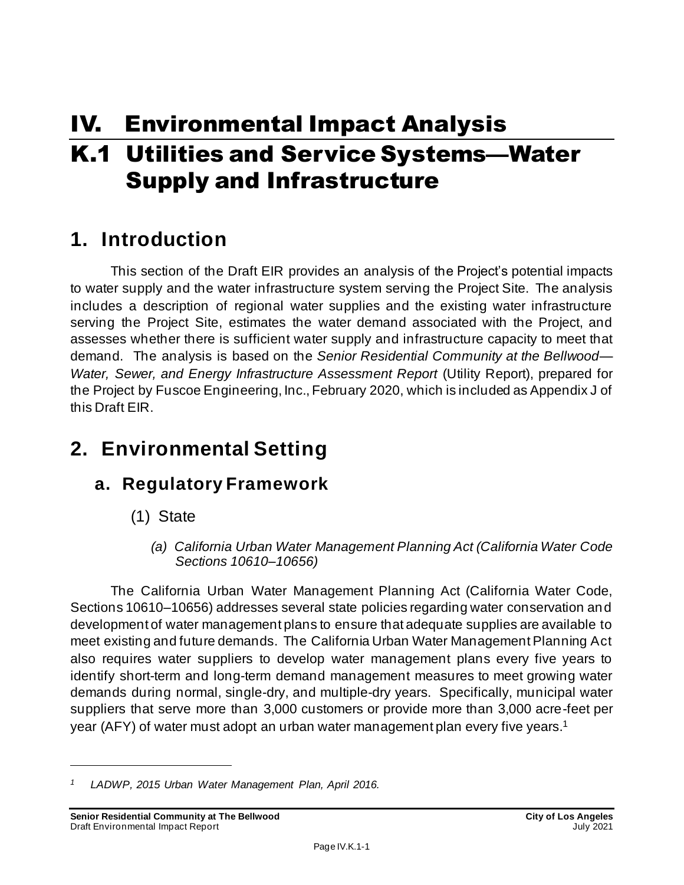# IV. Environmental Impact Analysis

# K.1 Utilities and Service Systems—Water Supply and Infrastructure

## 1. Introduction

This section of the Draft EIR provides an analysis of the Project's potential impacts to water supply and the water infrastructure system serving the Project Site. The analysis includes a description of regional water supplies and the existing water infrastructure serving the Project Site, estimates the water demand associated with the Project, and assesses whether there is sufficient water supply and infrastructure capacity to meet that demand. The analysis is based on the *Senior Residential Community at the Bellwood—Water, Sewer, and Energy Infrastructure Assessment Report* (Utility Report), prepared for the Project by Fuscoe Engineering, Inc., February 2020, which is included as Appendix J of this Draft EIR.

## 2. Environmental Setting

### a. Regulatory Framework

#### (1) State

##### *(a) California Urban Water Management Planning Act (California Water Code Sections 10610–10656)*

The California Urban Water Management Planning Act (California Water Code, Sections 10610–10656) addresses several state policies regarding water conservation and development of water management plans to ensure that adequate supplies are available to meet existing and future demands. The California Urban Water Management Planning Act also requires water suppliers to develop water management plans every five years to identify short-term and long-term demand management measures to meet growing water demands during normal, single-dry, and multiple-dry years. Specifically, municipal water suppliers that serve more than 3,000 customers or provide more than 3,000 acre-feet per year (AFY) of water must adopt an urban water management plan every five years.[1]

[1] *LADWP, 2015 Urban Water Management Plan, April 2016.*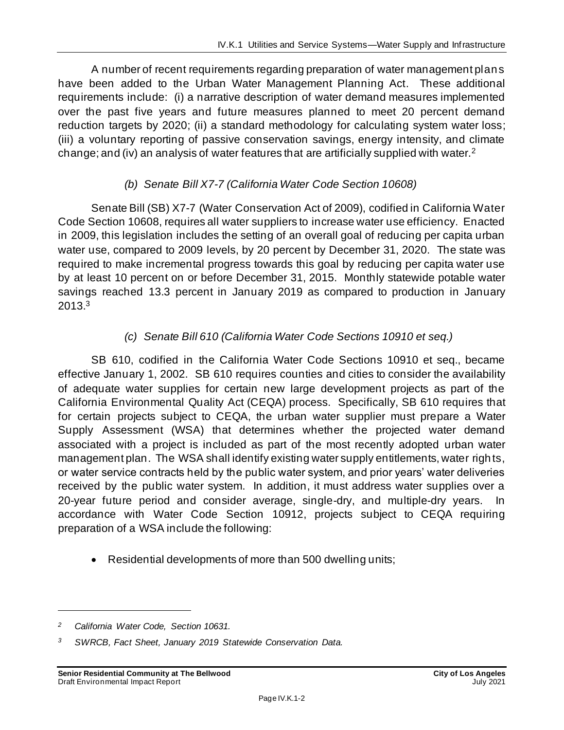A number of recent requirements regarding preparation of water management plans have been added to the Urban Water Management Planning Act. These additional requirements include: (i) a narrative description of water demand measures implemented over the past five years and future measures planned to meet 20 percent demand reduction targets by 2020; (ii) a standard methodology for calculating system water loss; (iii) a voluntary reporting of passive conservation savings, energy intensity, and climate change; and (iv) an analysis of water features that are artificially supplied with water.[2]

#### *(b) Senate Bill X7-7 (California Water Code Section 10608)*

Senate Bill (SB) X7-7 (Water Conservation Act of 2009), codified in California Water Code Section 10608, requires all water suppliers to increase water use efficiency. Enacted in 2009, this legislation includes the setting of an overall goal of reducing per capita urban water use, compared to 2009 levels, by 20 percent by December 31, 2020. The state was required to make incremental progress towards this goal by reducing per capita water use by at least 10 percent on or before December 31, 2015. Monthly statewide potable water savings reached 13.3 percent in January 2019 as compared to production in January 2013.[3]

#### *(c) Senate Bill 610 (California Water Code Sections 10910 et seq.)*

SB 610, codified in the California Water Code Sections 10910 et seq., became effective January 1, 2002. SB 610 requires counties and cities to consider the availability of adequate water supplies for certain new large development projects as part of the California Environmental Quality Act (CEQA) process. Specifically, SB 610 requires that for certain projects subject to CEQA, the urban water supplier must prepare a Water Supply Assessment (WSA) that determines whether the projected water demand associated with a project is included as part of the most recently adopted urban water management plan. The WSA shall identify existing water supply entitlements, water rights, or water service contracts held by the public water system, and prior years' water deliveries received by the public water system. In addition, it must address water supplies over a 20-year future period and consider average, single-dry, and multiple-dry years. In accordance with Water Code Section 10912, projects subject to CEQA requiring preparation of a WSA include the following:

- Residential developments of more than 500 dwelling units;

---

[2] *California Water Code, Section 10631.*

[3] *SWRCB, Fact Sheet, January 2019 Statewide Conservation Data.*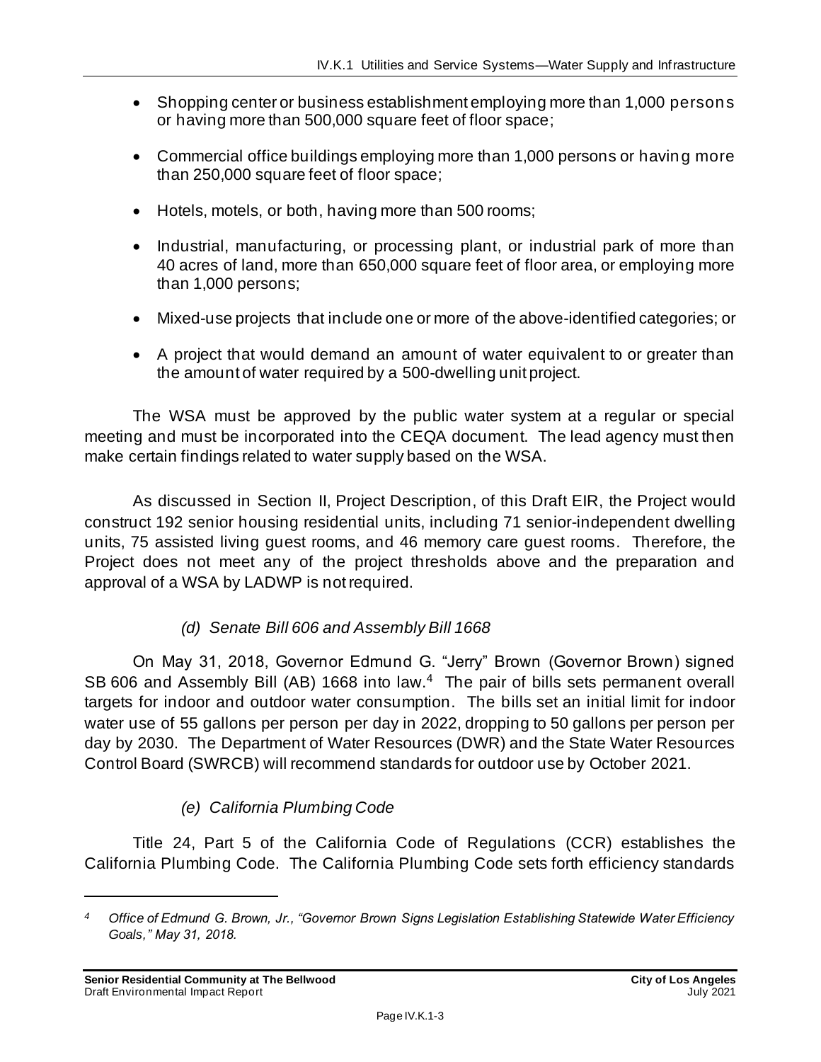- Shopping center or business establishment employing more than 1,000 persons or having more than 500,000 square feet of floor space;
- Commercial office buildings employing more than 1,000 persons or having more than 250,000 square feet of floor space;
- Hotels, motels, or both, having more than 500 rooms;
- Industrial, manufacturing, or processing plant, or industrial park of more than 40 acres of land, more than 650,000 square feet of floor area, or employing more than 1,000 persons;
- Mixed-use projects that include one or more of the above-identified categories; or
- A project that would demand an amount of water equivalent to or greater than the amount of water required by a 500-dwelling unit project.

The WSA must be approved by the public water system at a regular or special meeting and must be incorporated into the CEQA document. The lead agency must then make certain findings related to water supply based on the WSA.

As discussed in Section II, Project Description, of this Draft EIR, the Project would construct 192 senior housing residential units, including 71 senior-independent dwelling units, 75 assisted living guest rooms, and 46 memory care guest rooms. Therefore, the Project does not meet any of the project thresholds above and the preparation and approval of a WSA by LADWP is not required.

*(d) Senate Bill 606 and Assembly Bill 1668*

On May 31, 2018, Governor Edmund G. "Jerry" Brown (Governor Brown) signed SB 606 and Assembly Bill (AB) 1668 into law.[4] The pair of bills sets permanent overall targets for indoor and outdoor water consumption. The bills set an initial limit for indoor water use of 55 gallons per person per day in 2022, dropping to 50 gallons per person per day by 2030. The Department of Water Resources (DWR) and the State Water Resources Control Board (SWRCB) will recommend standards for outdoor use by October 2021.

*(e) California Plumbing Code*

Title 24, Part 5 of the California Code of Regulations (CCR) establishes the California Plumbing Code. The California Plumbing Code sets forth efficiency standards

---

*[4] Office of Edmund G. Brown, Jr., "Governor Brown Signs Legislation Establishing Statewide Water Efficiency Goals," May 31, 2018.*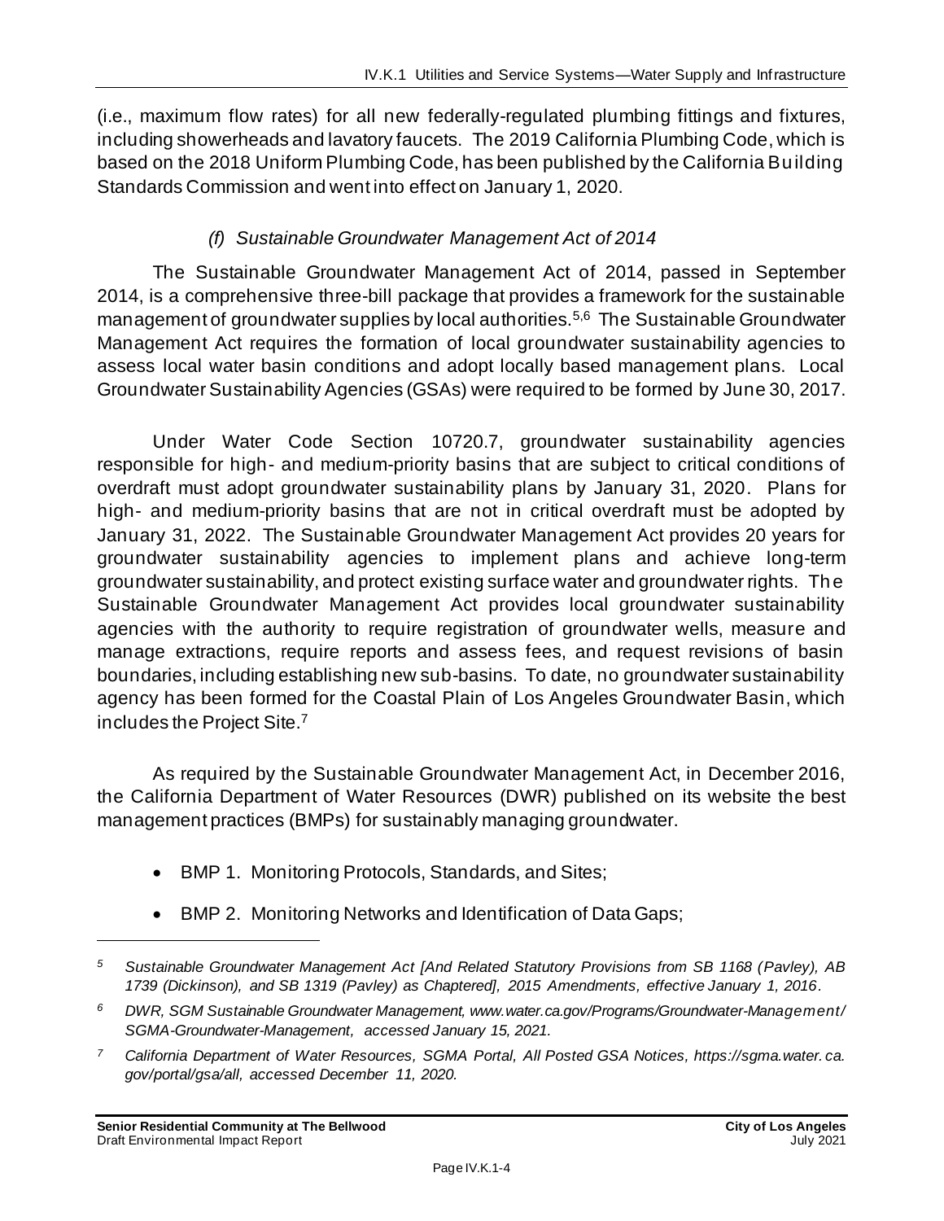(i.e., maximum flow rates) for all new federally-regulated plumbing fittings and fixtures, including showerheads and lavatory faucets. The 2019 California Plumbing Code, which is based on the 2018 Uniform Plumbing Code, has been published by the California Building Standards Commission and went into effect on January 1, 2020.

#### *(f) Sustainable Groundwater Management Act of 2014*

The Sustainable Groundwater Management Act of 2014, passed in September 2014, is a comprehensive three-bill package that provides a framework for the sustainable management of groundwater supplies by local authorities.[5,6] The Sustainable Groundwater Management Act requires the formation of local groundwater sustainability agencies to assess local water basin conditions and adopt locally based management plans. Local Groundwater Sustainability Agencies (GSAs) were required to be formed by June 30, 2017.

Under Water Code Section 10720.7, groundwater sustainability agencies responsible for high- and medium-priority basins that are subject to critical conditions of overdraft must adopt groundwater sustainability plans by January 31, 2020. Plans for high- and medium-priority basins that are not in critical overdraft must be adopted by January 31, 2022. The Sustainable Groundwater Management Act provides 20 years for groundwater sustainability agencies to implement plans and achieve long-term groundwater sustainability, and protect existing surface water and groundwater rights. The Sustainable Groundwater Management Act provides local groundwater sustainability agencies with the authority to require registration of groundwater wells, measure and manage extractions, require reports and assess fees, and request revisions of basin boundaries, including establishing new sub-basins. To date, no groundwater sustainability agency has been formed for the Coastal Plain of Los Angeles Groundwater Basin, which includes the Project Site.[7]

As required by the Sustainable Groundwater Management Act, in December 2016, the California Department of Water Resources (DWR) published on its website the best management practices (BMPs) for sustainably managing groundwater.

- BMP 1. Monitoring Protocols, Standards, and Sites;
- BMP 2. Monitoring Networks and Identification of Data Gaps;

---

*[5] Sustainable Groundwater Management Act [And Related Statutory Provisions from SB 1168 (Pavley), AB 1739 (Dickinson), and SB 1319 (Pavley) as Chaptered], 2015 Amendments, effective January 1, 2016.*

*[6] DWR, SGM Sustainable Groundwater Management, www.water.ca.gov/Programs/Groundwater-Management/SGMA-Groundwater-Management, accessed January 15, 2021.*

*[7] California Department of Water Resources, SGMA Portal, All Posted GSA Notices, https://sgma.water.ca.gov/portal/gsa/all, accessed December 11, 2020.*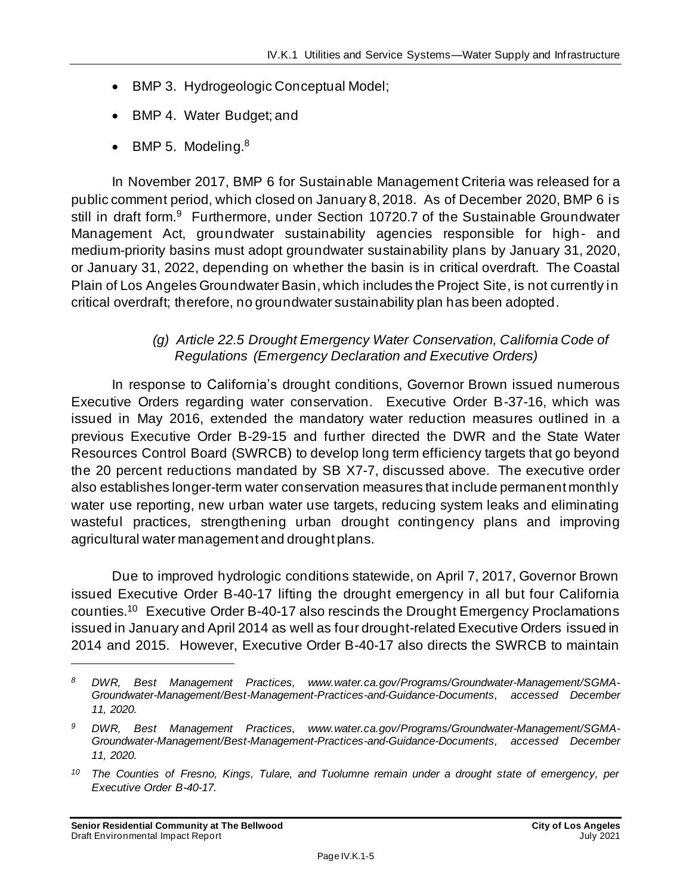- BMP 3. Hydrogeologic Conceptual Model;
- BMP 4. Water Budget; and
- BMP 5. Modeling.[8]

In November 2017, BMP 6 for Sustainable Management Criteria was released for a public comment period, which closed on January 8, 2018. As of December 2020, BMP 6 is still in draft form.[9] Furthermore, under Section 10720.7 of the Sustainable Groundwater Management Act, groundwater sustainability agencies responsible for high- and medium-priority basins must adopt groundwater sustainability plans by January 31, 2020, or January 31, 2022, depending on whether the basin is in critical overdraft. The Coastal Plain of Los Angeles Groundwater Basin, which includes the Project Site, is not currently in critical overdraft; therefore, no groundwater sustainability plan has been adopted.

*(g) Article 22.5 Drought Emergency Water Conservation, California Code of Regulations (Emergency Declaration and Executive Orders)*

In response to California's drought conditions, Governor Brown issued numerous Executive Orders regarding water conservation. Executive Order B-37-16, which was issued in May 2016, extended the mandatory water reduction measures outlined in a previous Executive Order B-29-15 and further directed the DWR and the State Water Resources Control Board (SWRCB) to develop long term efficiency targets that go beyond the 20 percent reductions mandated by SB X7-7, discussed above. The executive order also establishes longer-term water conservation measures that include permanent monthly water use reporting, new urban water use targets, reducing system leaks and eliminating wasteful practices, strengthening urban drought contingency plans and improving agricultural water management and drought plans.

Due to improved hydrologic conditions statewide, on April 7, 2017, Governor Brown issued Executive Order B-40-17 lifting the drought emergency in all but four California counties.[10] Executive Order B-40-17 also rescinds the Drought Emergency Proclamations issued in January and April 2014 as well as four drought-related Executive Orders issued in 2014 and 2015. However, Executive Order B-40-17 also directs the SWRCB to maintain

---

*[8] DWR, Best Management Practices, www.water.ca.gov/Programs/Groundwater-Management/SGMA-Groundwater-Management/Best-Management-Practices-and-Guidance-Documents, accessed December 11, 2020.*

*[9] DWR, Best Management Practices, www.water.ca.gov/Programs/Groundwater-Management/SGMA-Groundwater-Management/Best-Management-Practices-and-Guidance-Documents, accessed December 11, 2020.*

*[10] The Counties of Fresno, Kings, Tulare, and Tuolumne remain under a drought state of emergency, per Executive Order B-40-17.*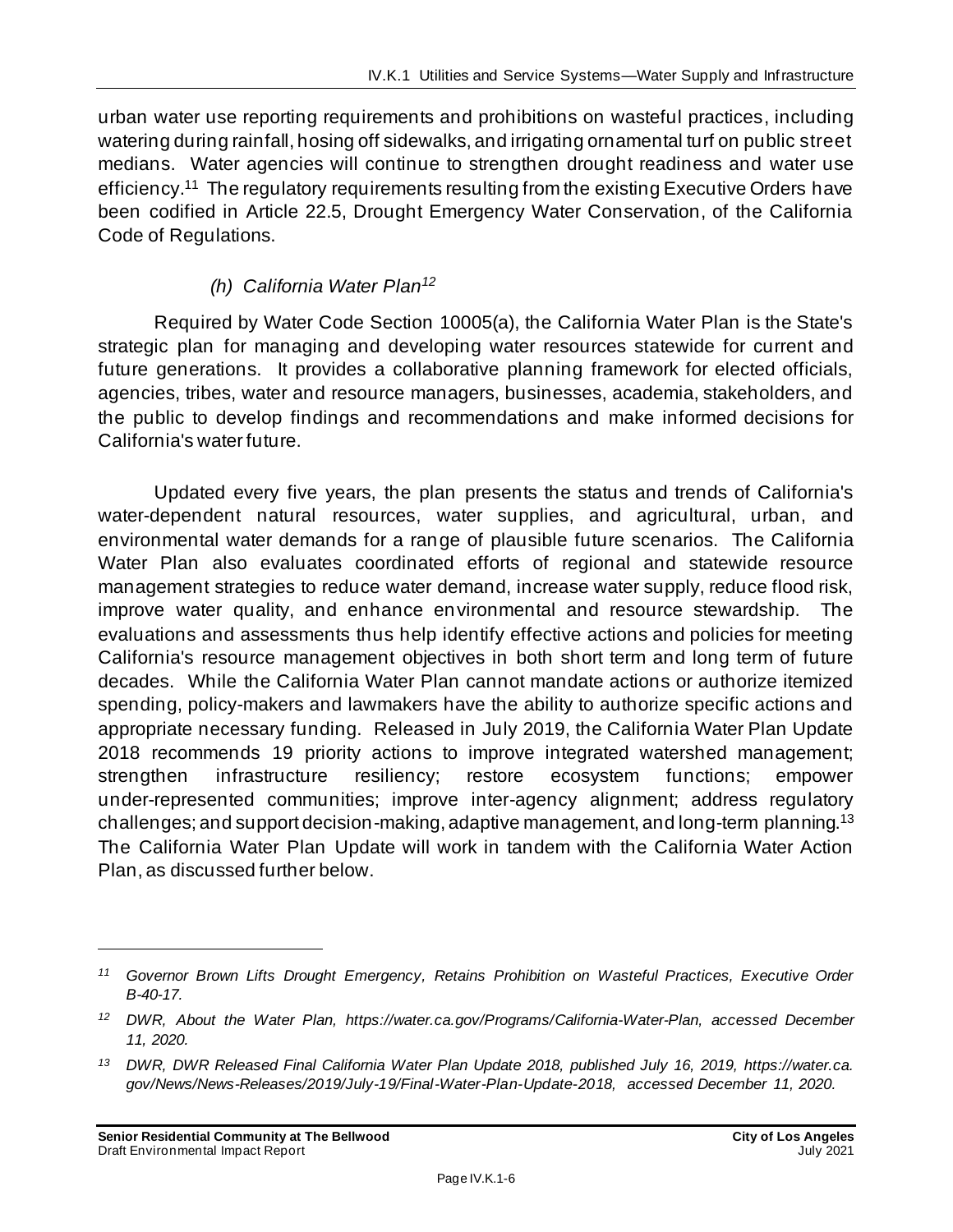urban water use reporting requirements and prohibitions on wasteful practices, including watering during rainfall, hosing off sidewalks, and irrigating ornamental turf on public street medians. Water agencies will continue to strengthen drought readiness and water use efficiency.[11] The regulatory requirements resulting from the existing Executive Orders have been codified in Article 22.5, Drought Emergency Water Conservation, of the California Code of Regulations.

#### *(h) California Water Plan[12]*

Required by Water Code Section 10005(a), the California Water Plan is the State's strategic plan for managing and developing water resources statewide for current and future generations. It provides a collaborative planning framework for elected officials, agencies, tribes, water and resource managers, businesses, academia, stakeholders, and the public to develop findings and recommendations and make informed decisions for California's water future.

Updated every five years, the plan presents the status and trends of California's water-dependent natural resources, water supplies, and agricultural, urban, and environmental water demands for a range of plausible future scenarios. The California Water Plan also evaluates coordinated efforts of regional and statewide resource management strategies to reduce water demand, increase water supply, reduce flood risk, improve water quality, and enhance environmental and resource stewardship. The evaluations and assessments thus help identify effective actions and policies for meeting California's resource management objectives in both short term and long term of future decades. While the California Water Plan cannot mandate actions or authorize itemized spending, policy-makers and lawmakers have the ability to authorize specific actions and appropriate necessary funding. Released in July 2019, the California Water Plan Update 2018 recommends 19 priority actions to improve integrated watershed management; strengthen infrastructure resiliency; restore ecosystem functions; empower under-represented communities; improve inter-agency alignment; address regulatory challenges; and support decision-making, adaptive management, and long-term planning.[13] The California Water Plan Update will work in tandem with the California Water Action Plan, as discussed further below.

---

*[11] Governor Brown Lifts Drought Emergency, Retains Prohibition on Wasteful Practices, Executive Order B-40-17.*

*[12] DWR, About the Water Plan, https://water.ca.gov/Programs/California-Water-Plan, accessed December 11, 2020.*

*[13] DWR, DWR Released Final California Water Plan Update 2018, published July 16, 2019, https://water.ca.gov/News/News-Releases/2019/July-19/Final-Water-Plan-Update-2018, accessed December 11, 2020.*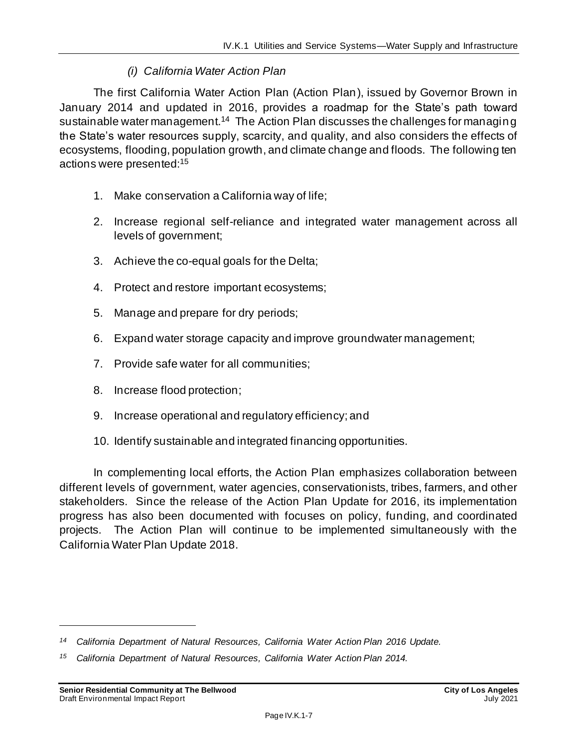#### *(i) California Water Action Plan*

The first California Water Action Plan (Action Plan), issued by Governor Brown in January 2014 and updated in 2016, provides a roadmap for the State's path toward sustainable water management.[14] The Action Plan discusses the challenges for managing the State's water resources supply, scarcity, and quality, and also considers the effects of ecosystems, flooding, population growth, and climate change and floods. The following ten actions were presented:[15]

1. Make conservation a California way of life;
2. Increase regional self-reliance and integrated water management across all levels of government;
3. Achieve the co-equal goals for the Delta;
4. Protect and restore important ecosystems;
5. Manage and prepare for dry periods;
6. Expand water storage capacity and improve groundwater management;
7. Provide safe water for all communities;
8. Increase flood protection;
9. Increase operational and regulatory efficiency; and
10. Identify sustainable and integrated financing opportunities.

In complementing local efforts, the Action Plan emphasizes collaboration between different levels of government, water agencies, conservationists, tribes, farmers, and other stakeholders. Since the release of the Action Plan Update for 2016, its implementation progress has also been documented with focuses on policy, funding, and coordinated projects. The Action Plan will continue to be implemented simultaneously with the California Water Plan Update 2018.

---

[14] *California Department of Natural Resources, California Water Action Plan 2016 Update.*

[15] *California Department of Natural Resources, California Water Action Plan 2014.*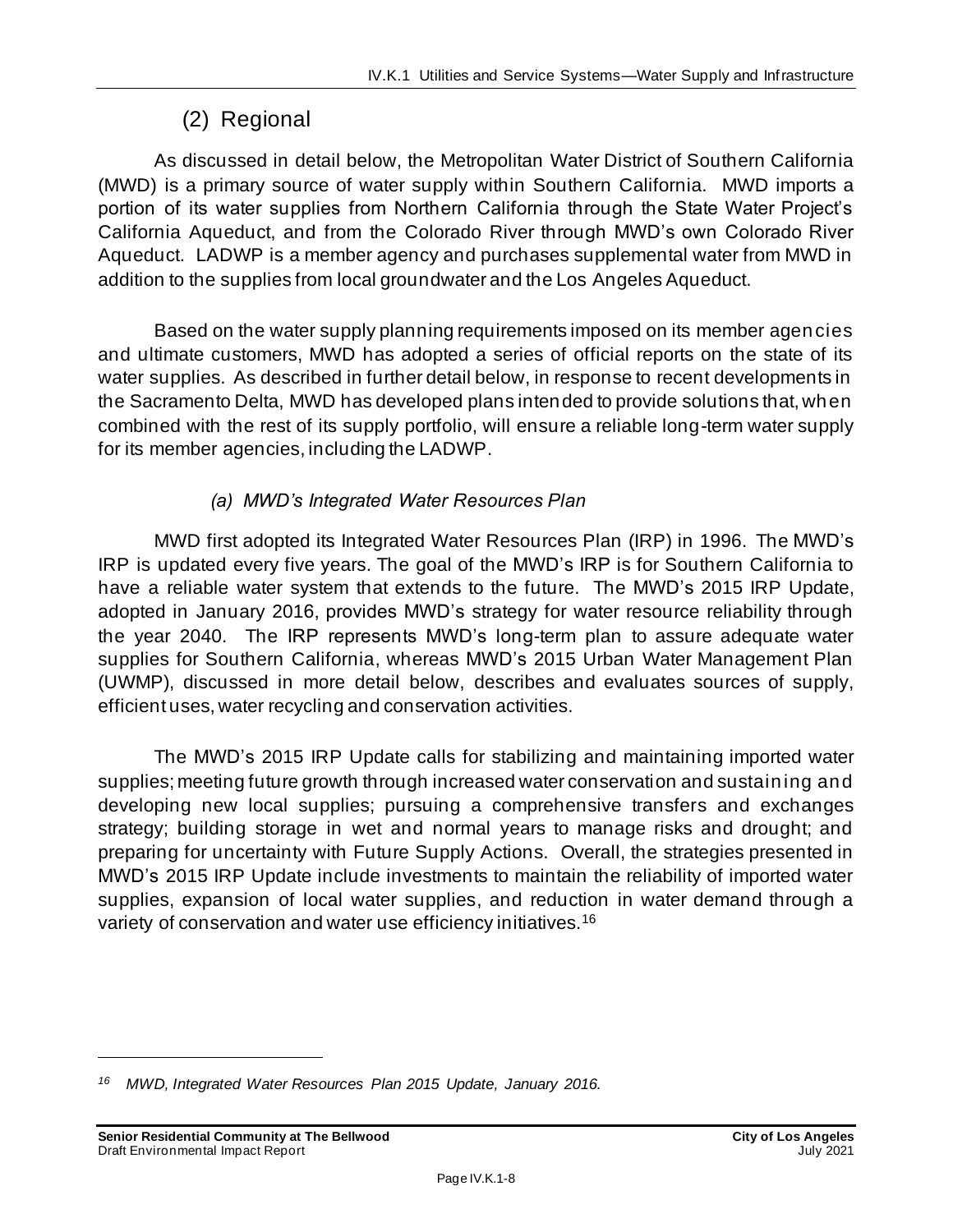### (2) Regional

As discussed in detail below, the Metropolitan Water District of Southern California (MWD) is a primary source of water supply within Southern California. MWD imports a portion of its water supplies from Northern California through the State Water Project's California Aqueduct, and from the Colorado River through MWD's own Colorado River Aqueduct. LADWP is a member agency and purchases supplemental water from MWD in addition to the supplies from local groundwater and the Los Angeles Aqueduct.

Based on the water supply planning requirements imposed on its member agencies and ultimate customers, MWD has adopted a series of official reports on the state of its water supplies. As described in further detail below, in response to recent developments in the Sacramento Delta, MWD has developed plans intended to provide solutions that, when combined with the rest of its supply portfolio, will ensure a reliable long-term water supply for its member agencies, including the LADWP.

#### *(a) MWD's Integrated Water Resources Plan*

MWD first adopted its Integrated Water Resources Plan (IRP) in 1996. The MWD's IRP is updated every five years. The goal of the MWD's IRP is for Southern California to have a reliable water system that extends to the future. The MWD's 2015 IRP Update, adopted in January 2016, provides MWD's strategy for water resource reliability through the year 2040. The IRP represents MWD's long-term plan to assure adequate water supplies for Southern California, whereas MWD's 2015 Urban Water Management Plan (UWMP), discussed in more detail below, describes and evaluates sources of supply, efficient uses, water recycling and conservation activities.

The MWD's 2015 IRP Update calls for stabilizing and maintaining imported water supplies; meeting future growth through increased water conservation and sustaining and developing new local supplies; pursuing a comprehensive transfers and exchanges strategy; building storage in wet and normal years to manage risks and drought; and preparing for uncertainty with Future Supply Actions. Overall, the strategies presented in MWD's 2015 IRP Update include investments to maintain the reliability of imported water supplies, expansion of local water supplies, and reduction in water demand through a variety of conservation and water use efficiency initiatives.[16]

---

[16] *MWD, Integrated Water Resources Plan 2015 Update, January 2016.*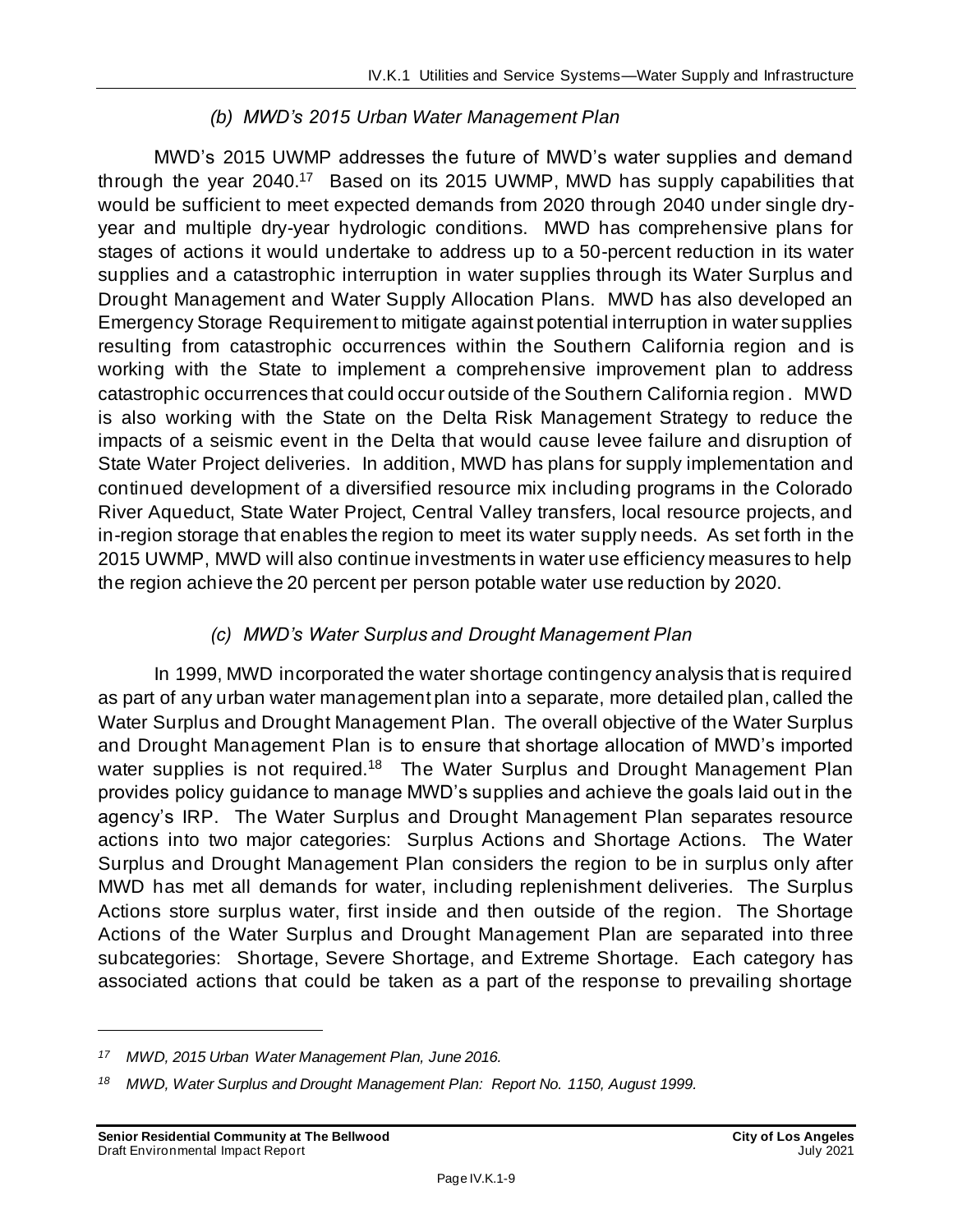### *(b) MWD's 2015 Urban Water Management Plan*

MWD's 2015 UWMP addresses the future of MWD's water supplies and demand through the year 2040.[17] Based on its 2015 UWMP, MWD has supply capabilities that would be sufficient to meet expected demands from 2020 through 2040 under single dry-year and multiple dry-year hydrologic conditions. MWD has comprehensive plans for stages of actions it would undertake to address up to a 50-percent reduction in its water supplies and a catastrophic interruption in water supplies through its Water Surplus and Drought Management and Water Supply Allocation Plans. MWD has also developed an Emergency Storage Requirement to mitigate against potential interruption in water supplies resulting from catastrophic occurrences within the Southern California region and is working with the State to implement a comprehensive improvement plan to address catastrophic occurrences that could occur outside of the Southern California region. MWD is also working with the State on the Delta Risk Management Strategy to reduce the impacts of a seismic event in the Delta that would cause levee failure and disruption of State Water Project deliveries. In addition, MWD has plans for supply implementation and continued development of a diversified resource mix including programs in the Colorado River Aqueduct, State Water Project, Central Valley transfers, local resource projects, and in-region storage that enables the region to meet its water supply needs. As set forth in the 2015 UWMP, MWD will also continue investments in water use efficiency measures to help the region achieve the 20 percent per person potable water use reduction by 2020.

### *(c) MWD's Water Surplus and Drought Management Plan*

In 1999, MWD incorporated the water shortage contingency analysis that is required as part of any urban water management plan into a separate, more detailed plan, called the Water Surplus and Drought Management Plan. The overall objective of the Water Surplus and Drought Management Plan is to ensure that shortage allocation of MWD's imported water supplies is not required.[18] The Water Surplus and Drought Management Plan provides policy guidance to manage MWD's supplies and achieve the goals laid out in the agency's IRP. The Water Surplus and Drought Management Plan separates resource actions into two major categories: Surplus Actions and Shortage Actions. The Water Surplus and Drought Management Plan considers the region to be in surplus only after MWD has met all demands for water, including replenishment deliveries. The Surplus Actions store surplus water, first inside and then outside of the region. The Shortage Actions of the Water Surplus and Drought Management Plan are separated into three subcategories: Shortage, Severe Shortage, and Extreme Shortage. Each category has associated actions that could be taken as a part of the response to prevailing shortage

---

[17] *MWD, 2015 Urban Water Management Plan, June 2016.*

[18] *MWD, Water Surplus and Drought Management Plan: Report No. 1150, August 1999.*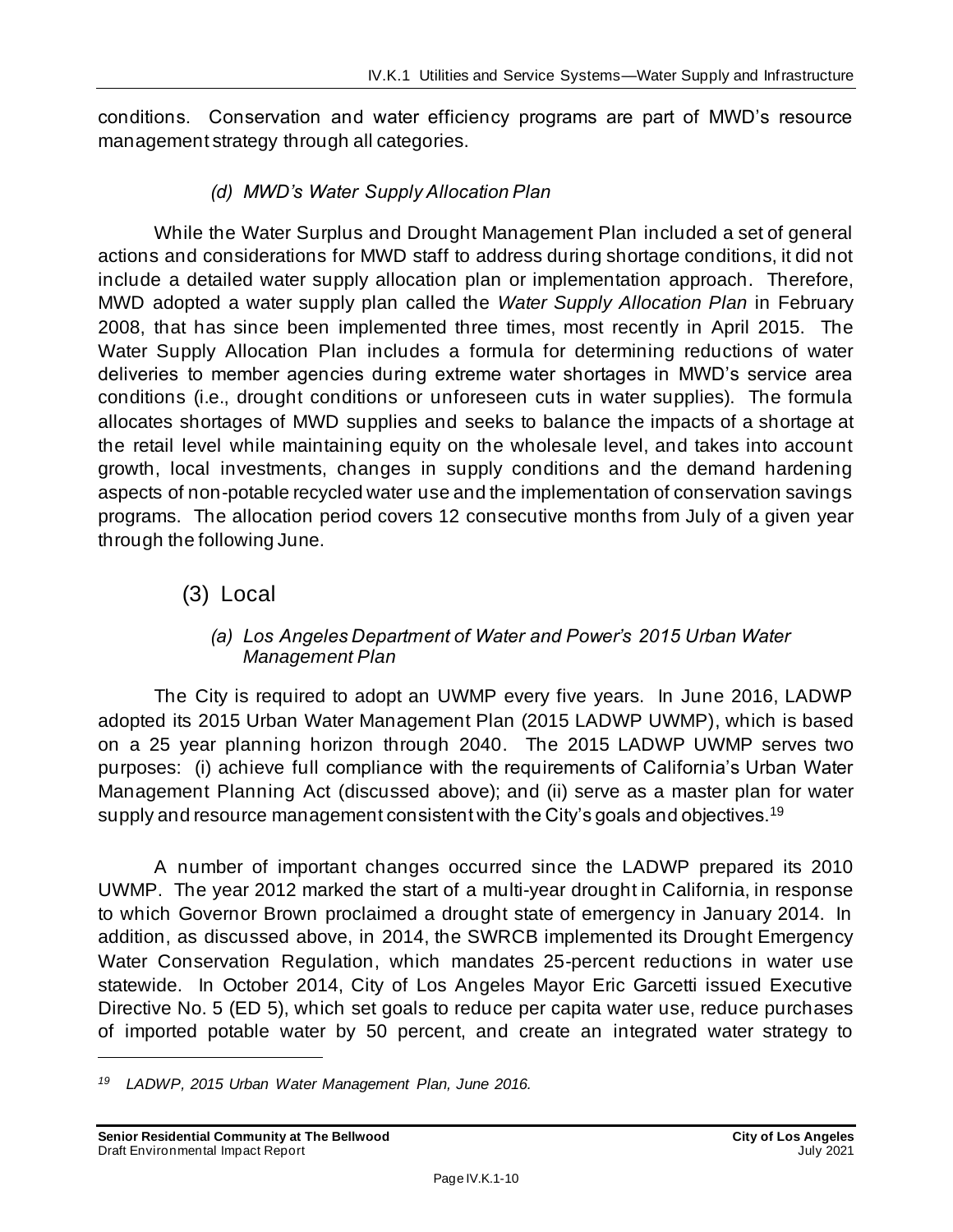conditions. Conservation and water efficiency programs are part of MWD's resource management strategy through all categories.

#### *(d) MWD's Water Supply Allocation Plan*

While the Water Surplus and Drought Management Plan included a set of general actions and considerations for MWD staff to address during shortage conditions, it did not include a detailed water supply allocation plan or implementation approach. Therefore, MWD adopted a water supply plan called the *Water Supply Allocation Plan* in February 2008, that has since been implemented three times, most recently in April 2015. The Water Supply Allocation Plan includes a formula for determining reductions of water deliveries to member agencies during extreme water shortages in MWD's service area conditions (i.e., drought conditions or unforeseen cuts in water supplies). The formula allocates shortages of MWD supplies and seeks to balance the impacts of a shortage at the retail level while maintaining equity on the wholesale level, and takes into account growth, local investments, changes in supply conditions and the demand hardening aspects of non-potable recycled water use and the implementation of conservation savings programs. The allocation period covers 12 consecutive months from July of a given year through the following June.

### (3) Local

#### *(a) Los Angeles Department of Water and Power's 2015 Urban Water Management Plan*

The City is required to adopt an UWMP every five years. In June 2016, LADWP adopted its 2015 Urban Water Management Plan (2015 LADWP UWMP), which is based on a 25 year planning horizon through 2040. The 2015 LADWP UWMP serves two purposes: (i) achieve full compliance with the requirements of California's Urban Water Management Planning Act (discussed above); and (ii) serve as a master plan for water supply and resource management consistent with the City's goals and objectives.[19]

A number of important changes occurred since the LADWP prepared its 2010 UWMP. The year 2012 marked the start of a multi-year drought in California, in response to which Governor Brown proclaimed a drought state of emergency in January 2014. In addition, as discussed above, in 2014, the SWRCB implemented its Drought Emergency Water Conservation Regulation, which mandates 25-percent reductions in water use statewide. In October 2014, City of Los Angeles Mayor Eric Garcetti issued Executive Directive No. 5 (ED 5), which set goals to reduce per capita water use, reduce purchases of imported potable water by 50 percent, and create an integrated water strategy to

[19] *LADWP, 2015 Urban Water Management Plan, June 2016.*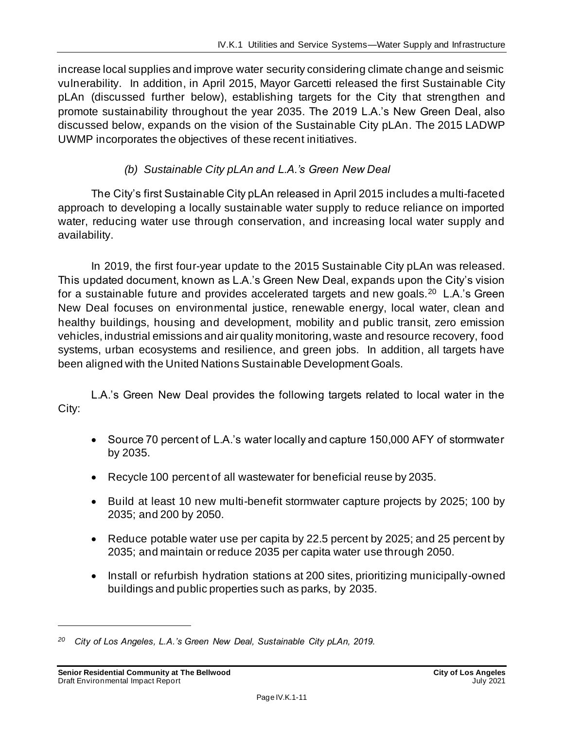increase local supplies and improve water security considering climate change and seismic vulnerability. In addition, in April 2015, Mayor Garcetti released the first Sustainable City pLAn (discussed further below), establishing targets for the City that strengthen and promote sustainability throughout the year 2035. The 2019 L.A.'s New Green Deal, also discussed below, expands on the vision of the Sustainable City pLAn. The 2015 LADWP UWMP incorporates the objectives of these recent initiatives.

*(b) Sustainable City pLAn and L.A.'s Green New Deal*

The City's first Sustainable City pLAn released in April 2015 includes a multi-faceted approach to developing a locally sustainable water supply to reduce reliance on imported water, reducing water use through conservation, and increasing local water supply and availability.

In 2019, the first four-year update to the 2015 Sustainable City pLAn was released. This updated document, known as L.A.'s Green New Deal, expands upon the City's vision for a sustainable future and provides accelerated targets and new goals.[20] L.A.'s Green New Deal focuses on environmental justice, renewable energy, local water, clean and healthy buildings, housing and development, mobility and public transit, zero emission vehicles, industrial emissions and air quality monitoring, waste and resource recovery, food systems, urban ecosystems and resilience, and green jobs. In addition, all targets have been aligned with the United Nations Sustainable Development Goals.

L.A.'s Green New Deal provides the following targets related to local water in the City:

- Source 70 percent of L.A.'s water locally and capture 150,000 AFY of stormwater by 2035.
- Recycle 100 percent of all wastewater for beneficial reuse by 2035.
- Build at least 10 new multi-benefit stormwater capture projects by 2025; 100 by 2035; and 200 by 2050.
- Reduce potable water use per capita by 22.5 percent by 2025; and 25 percent by 2035; and maintain or reduce 2035 per capita water use through 2050.
- Install or refurbish hydration stations at 200 sites, prioritizing municipally-owned buildings and public properties such as parks, by 2035.

---

[20] *City of Los Angeles, L.A.'s Green New Deal, Sustainable City pLAn, 2019.*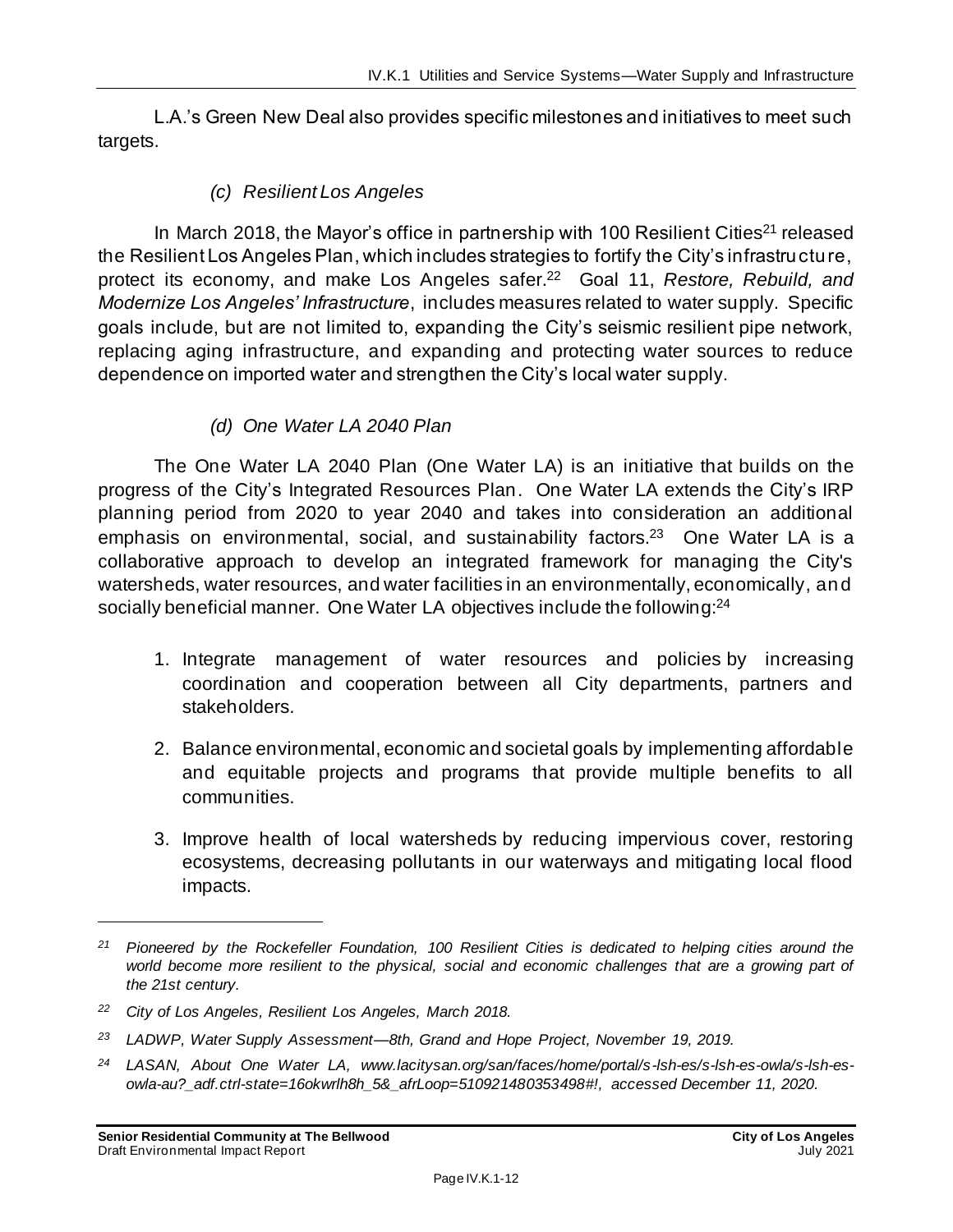L.A.'s Green New Deal also provides specific milestones and initiatives to meet such targets.

#### *(c) Resilient Los Angeles*

In March 2018, the Mayor's office in partnership with 100 Resilient Cities[21] released the Resilient Los Angeles Plan, which includes strategies to fortify the City's infrastructure, protect its economy, and make Los Angeles safer.[22] Goal 11, *Restore, Rebuild, and Modernize Los Angeles' Infrastructure*, includes measures related to water supply. Specific goals include, but are not limited to, expanding the City's seismic resilient pipe network, replacing aging infrastructure, and expanding and protecting water sources to reduce dependence on imported water and strengthen the City's local water supply.

#### *(d) One Water LA 2040 Plan*

The One Water LA 2040 Plan (One Water LA) is an initiative that builds on the progress of the City's Integrated Resources Plan. One Water LA extends the City's IRP planning period from 2020 to year 2040 and takes into consideration an additional emphasis on environmental, social, and sustainability factors.[23] One Water LA is a collaborative approach to develop an integrated framework for managing the City's watersheds, water resources, and water facilities in an environmentally, economically, and socially beneficial manner. One Water LA objectives include the following:[24]

1. Integrate management of water resources and policies by increasing coordination and cooperation between all City departments, partners and stakeholders.
2. Balance environmental, economic and societal goals by implementing affordable and equitable projects and programs that provide multiple benefits to all communities.
3. Improve health of local watersheds by reducing impervious cover, restoring ecosystems, decreasing pollutants in our waterways and mitigating local flood impacts.

---

*[21] Pioneered by the Rockefeller Foundation, 100 Resilient Cities is dedicated to helping cities around the world become more resilient to the physical, social and economic challenges that are a growing part of the 21st century.*

*[22] City of Los Angeles, Resilient Los Angeles, March 2018.*

*[23] LADWP, Water Supply Assessment—8th, Grand and Hope Project, November 19, 2019.*

*[24] LASAN, About One Water LA, www.lacitysan.org/san/faces/home/portal/s-lsh-es/s-lsh-es-owla/s-lsh-es-owla-au?_adf.ctrl-state=16okwrlh8h_5&_afrLoop=510921480353498#!, accessed December 11, 2020.*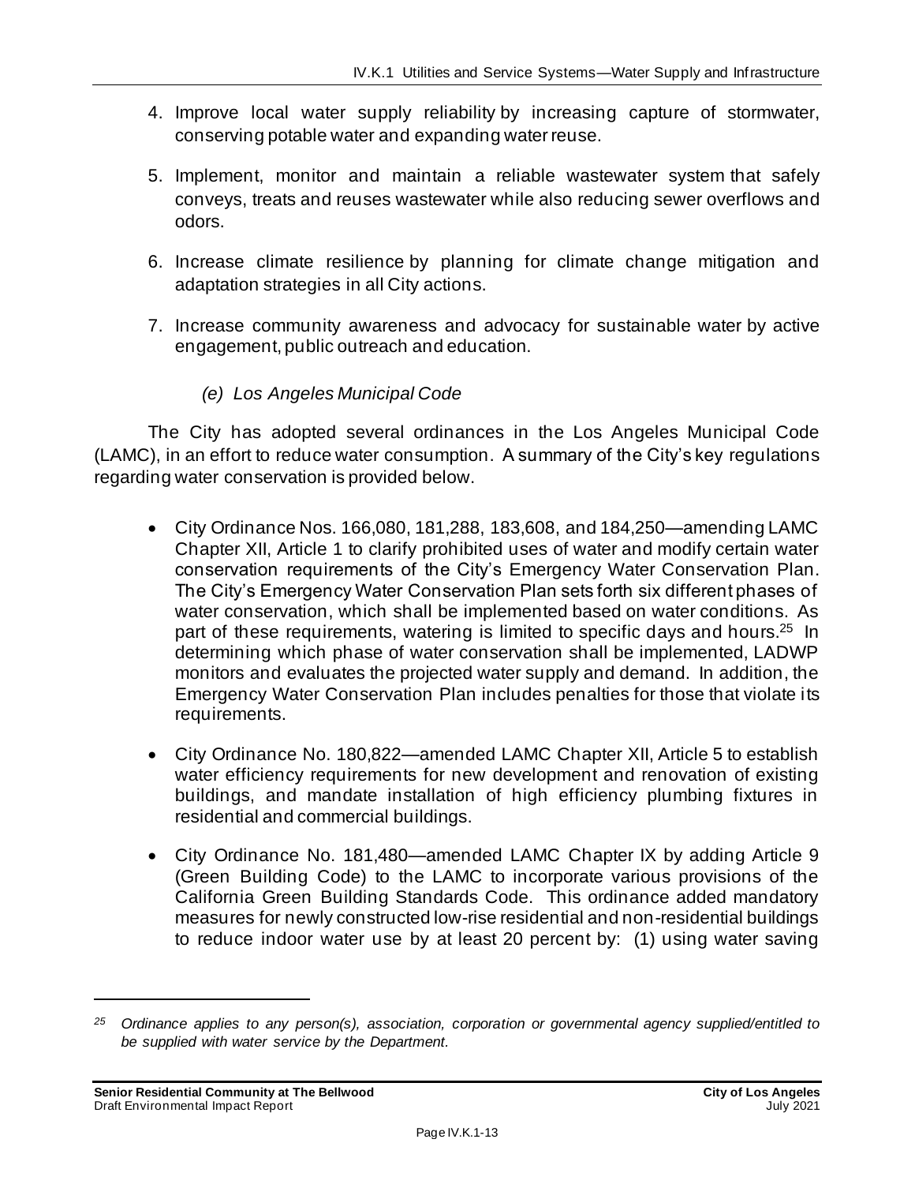4. Improve local water supply reliability by increasing capture of stormwater, conserving potable water and expanding water reuse.

5. Implement, monitor and maintain a reliable wastewater system that safely conveys, treats and reuses wastewater while also reducing sewer overflows and odors.

6. Increase climate resilience by planning for climate change mitigation and adaptation strategies in all City actions.

7. Increase community awareness and advocacy for sustainable water by active engagement, public outreach and education.

#### *(e) Los Angeles Municipal Code*

The City has adopted several ordinances in the Los Angeles Municipal Code (LAMC), in an effort to reduce water consumption. A summary of the City's key regulations regarding water conservation is provided below.

- City Ordinance Nos. 166,080, 181,288, 183,608, and 184,250—amending LAMC Chapter XII, Article 1 to clarify prohibited uses of water and modify certain water conservation requirements of the City's Emergency Water Conservation Plan. The City's Emergency Water Conservation Plan sets forth six different phases of water conservation, which shall be implemented based on water conditions. As part of these requirements, watering is limited to specific days and hours.[25] In determining which phase of water conservation shall be implemented, LADWP monitors and evaluates the projected water supply and demand. In addition, the Emergency Water Conservation Plan includes penalties for those that violate its requirements.

- City Ordinance No. 180,822—amended LAMC Chapter XII, Article 5 to establish water efficiency requirements for new development and renovation of existing buildings, and mandate installation of high efficiency plumbing fixtures in residential and commercial buildings.

- City Ordinance No. 181,480—amended LAMC Chapter IX by adding Article 9 (Green Building Code) to the LAMC to incorporate various provisions of the California Green Building Standards Code. This ordinance added mandatory measures for newly constructed low-rise residential and non-residential buildings to reduce indoor water use by at least 20 percent by: (1) using water saving

---

*[25] Ordinance applies to any person(s), association, corporation or governmental agency supplied/entitled to be supplied with water service by the Department.*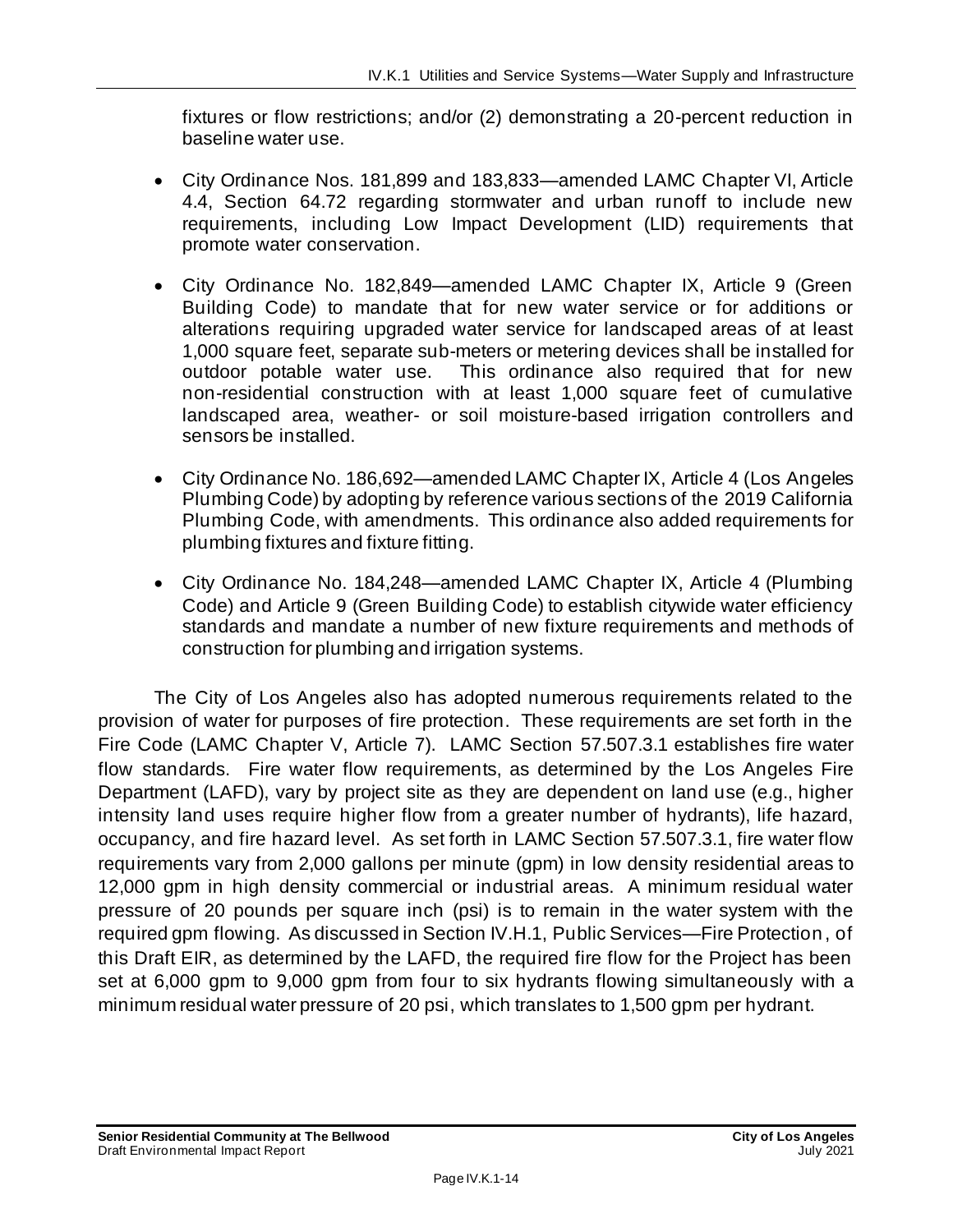fixtures or flow restrictions; and/or (2) demonstrating a 20-percent reduction in baseline water use.

- City Ordinance Nos. 181,899 and 183,833—amended LAMC Chapter VI, Article 4.4, Section 64.72 regarding stormwater and urban runoff to include new requirements, including Low Impact Development (LID) requirements that promote water conservation.
- City Ordinance No. 182,849—amended LAMC Chapter IX, Article 9 (Green Building Code) to mandate that for new water service or for additions or alterations requiring upgraded water service for landscaped areas of at least 1,000 square feet, separate sub-meters or metering devices shall be installed for outdoor potable water use. This ordinance also required that for new non-residential construction with at least 1,000 square feet of cumulative landscaped area, weather- or soil moisture-based irrigation controllers and sensors be installed.
- City Ordinance No. 186,692—amended LAMC Chapter IX, Article 4 (Los Angeles Plumbing Code) by adopting by reference various sections of the 2019 California Plumbing Code, with amendments. This ordinance also added requirements for plumbing fixtures and fixture fitting.
- City Ordinance No. 184,248—amended LAMC Chapter IX, Article 4 (Plumbing Code) and Article 9 (Green Building Code) to establish citywide water efficiency standards and mandate a number of new fixture requirements and methods of construction for plumbing and irrigation systems.

The City of Los Angeles also has adopted numerous requirements related to the provision of water for purposes of fire protection. These requirements are set forth in the Fire Code (LAMC Chapter V, Article 7). LAMC Section 57.507.3.1 establishes fire water flow standards. Fire water flow requirements, as determined by the Los Angeles Fire Department (LAFD), vary by project site as they are dependent on land use (e.g., higher intensity land uses require higher flow from a greater number of hydrants), life hazard, occupancy, and fire hazard level. As set forth in LAMC Section 57.507.3.1, fire water flow requirements vary from 2,000 gallons per minute (gpm) in low density residential areas to 12,000 gpm in high density commercial or industrial areas. A minimum residual water pressure of 20 pounds per square inch (psi) is to remain in the water system with the required gpm flowing. As discussed in Section IV.H.1, Public Services—Fire Protection, of this Draft EIR, as determined by the LAFD, the required fire flow for the Project has been set at 6,000 gpm to 9,000 gpm from four to six hydrants flowing simultaneously with a minimum residual water pressure of 20 psi, which translates to 1,500 gpm per hydrant.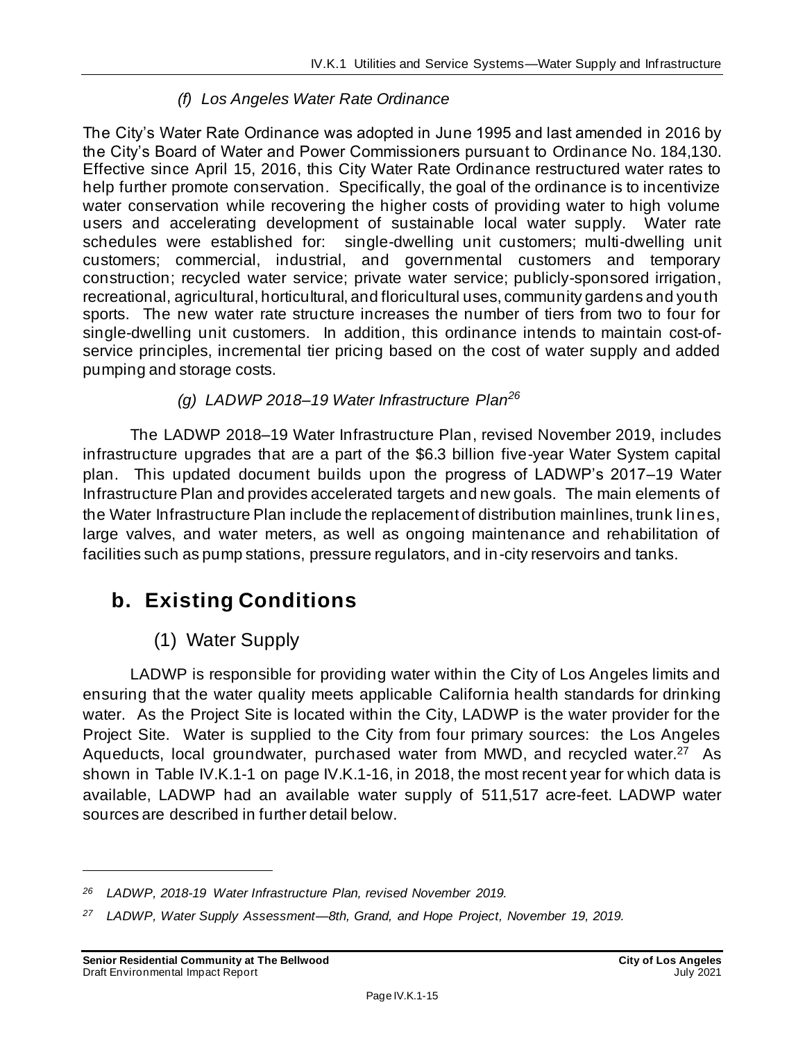*(f) Los Angeles Water Rate Ordinance*

The City's Water Rate Ordinance was adopted in June 1995 and last amended in 2016 by the City's Board of Water and Power Commissioners pursuant to Ordinance No. 184,130. Effective since April 15, 2016, this City Water Rate Ordinance restructured water rates to help further promote conservation. Specifically, the goal of the ordinance is to incentivize water conservation while recovering the higher costs of providing water to high volume users and accelerating development of sustainable local water supply. Water rate schedules were established for: single-dwelling unit customers; multi-dwelling unit customers; commercial, industrial, and governmental customers and temporary construction; recycled water service; private water service; publicly-sponsored irrigation, recreational, agricultural, horticultural, and floricultural uses, community gardens and youth sports. The new water rate structure increases the number of tiers from two to four for single-dwelling unit customers. In addition, this ordinance intends to maintain cost-of-service principles, incremental tier pricing based on the cost of water supply and added pumping and storage costs.

*(g) LADWP 2018–19 Water Infrastructure Plan*[26]

The LADWP 2018–19 Water Infrastructure Plan, revised November 2019, includes infrastructure upgrades that are a part of the $6.3 billion five-year Water System capital plan. This updated document builds upon the progress of LADWP's 2017–19 Water Infrastructure Plan and provides accelerated targets and new goals. The main elements of the Water Infrastructure Plan include the replacement of distribution mainlines, trunk lines, large valves, and water meters, as well as ongoing maintenance and rehabilitation of facilities such as pump stations, pressure regulators, and in-city reservoirs and tanks.

## b. Existing Conditions

### (1) Water Supply

LADWP is responsible for providing water within the City of Los Angeles limits and ensuring that the water quality meets applicable California health standards for drinking water. As the Project Site is located within the City, LADWP is the water provider for the Project Site. Water is supplied to the City from four primary sources: the Los Angeles Aqueducts, local groundwater, purchased water from MWD, and recycled water.[27] As shown in Table IV.K.1-1 on page IV.K.1-16, in 2018, the most recent year for which data is available, LADWP had an available water supply of 511,517 acre-feet. LADWP water sources are described in further detail below.

---

[26] *LADWP, 2018-19 Water Infrastructure Plan, revised November 2019.*

[27] *LADWP, Water Supply Assessment—8th, Grand, and Hope Project, November 19, 2019.*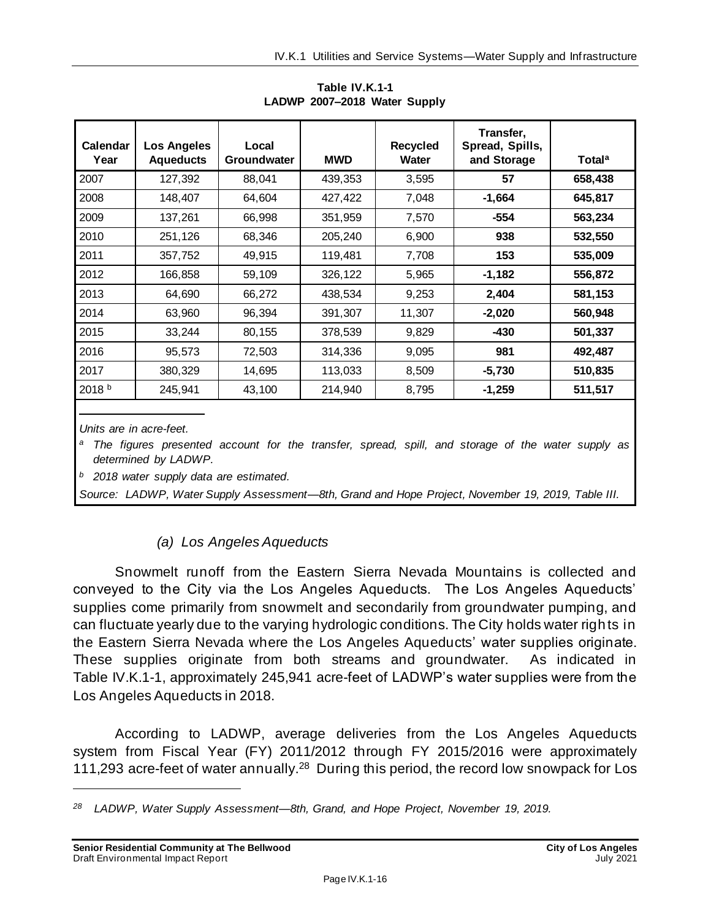**Table IV.K.1-1**
**LADWP 2007–2018 Water Supply**

| Calendar Year | Los Angeles Aqueducts | Local Groundwater | MWD | Recycled Water | Transfer, Spread, Spills, and Storage | Total[a] |
|---|---|---|---|---|---|---|
| 2007 | 127,392 | 88,041 | 439,353 | 3,595 | **57** | **658,438** |
| 2008 | 148,407 | 64,604 | 427,422 | 7,048 | **-1,664** | **645,817** |
| 2009 | 137,261 | 66,998 | 351,959 | 7,570 | **-554** | **563,234** |
| 2010 | 251,126 | 68,346 | 205,240 | 6,900 | **938** | **532,550** |
| 2011 | 357,752 | 49,915 | 119,481 | 7,708 | **153** | **535,009** |
| 2012 | 166,858 | 59,109 | 326,122 | 5,965 | **-1,182** | **556,872** |
| 2013 | 64,690 | 66,272 | 438,534 | 9,253 | **2,404** | **581,153** |
| 2014 | 63,960 | 96,394 | 391,307 | 11,307 | **-2,020** | **560,948** |
| 2015 | 33,244 | 80,155 | 378,539 | 9,829 | **-430** | **501,337** |
| 2016 | 95,573 | 72,503 | 314,336 | 9,095 | **981** | **492,487** |
| 2017 | 380,329 | 14,695 | 113,033 | 8,509 | **-5,730** | **510,835** |
| 2018[b] | 245,941 | 43,100 | 214,940 | 8,795 | **-1,259** | **511,517** |

*Units are in acre-feet.*

[a] *The figures presented account for the transfer, spread, spill, and storage of the water supply as determined by LADWP.*

[b] *2018 water supply data are estimated.*

*Source: LADWP, Water Supply Assessment—8th, Grand and Hope Project, November 19, 2019, Table III.*

### *(a) Los Angeles Aqueducts*

Snowmelt runoff from the Eastern Sierra Nevada Mountains is collected and conveyed to the City via the Los Angeles Aqueducts. The Los Angeles Aqueducts' supplies come primarily from snowmelt and secondarily from groundwater pumping, and can fluctuate yearly due to the varying hydrologic conditions. The City holds water rights in the Eastern Sierra Nevada where the Los Angeles Aqueducts' water supplies originate. These supplies originate from both streams and groundwater. As indicated in Table IV.K.1-1, approximately 245,941 acre-feet of LADWP's water supplies were from the Los Angeles Aqueducts in 2018.

According to LADWP, average deliveries from the Los Angeles Aqueducts system from Fiscal Year (FY) 2011/2012 through FY 2015/2016 were approximately 111,293 acre-feet of water annually.[28] During this period, the record low snowpack for Los

[28] *LADWP, Water Supply Assessment—8th, Grand, and Hope Project, November 19, 2019.*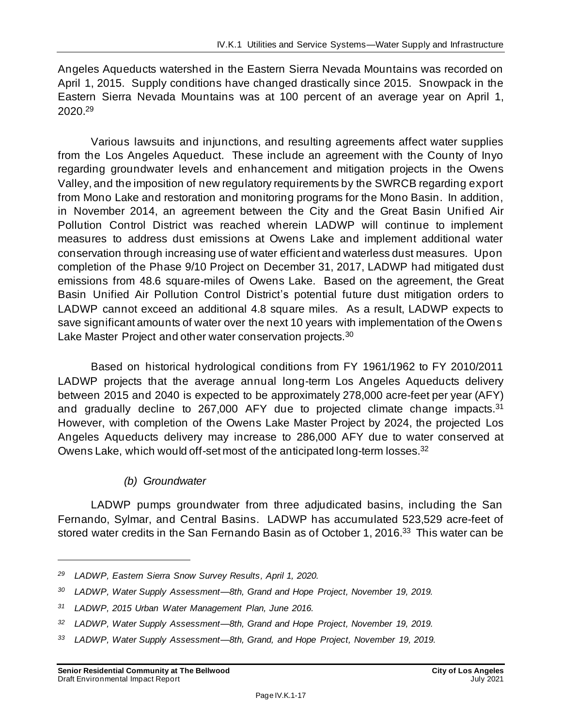Angeles Aqueducts watershed in the Eastern Sierra Nevada Mountains was recorded on April 1, 2015. Supply conditions have changed drastically since 2015. Snowpack in the Eastern Sierra Nevada Mountains was at 100 percent of an average year on April 1, 2020.[29]

Various lawsuits and injunctions, and resulting agreements affect water supplies from the Los Angeles Aqueduct. These include an agreement with the County of Inyo regarding groundwater levels and enhancement and mitigation projects in the Owens Valley, and the imposition of new regulatory requirements by the SWRCB regarding export from Mono Lake and restoration and monitoring programs for the Mono Basin. In addition, in November 2014, an agreement between the City and the Great Basin Unified Air Pollution Control District was reached wherein LADWP will continue to implement measures to address dust emissions at Owens Lake and implement additional water conservation through increasing use of water efficient and waterless dust measures. Upon completion of the Phase 9/10 Project on December 31, 2017, LADWP had mitigated dust emissions from 48.6 square-miles of Owens Lake. Based on the agreement, the Great Basin Unified Air Pollution Control District's potential future dust mitigation orders to LADWP cannot exceed an additional 4.8 square miles. As a result, LADWP expects to save significant amounts of water over the next 10 years with implementation of the Owens Lake Master Project and other water conservation projects.[30]

Based on historical hydrological conditions from FY 1961/1962 to FY 2010/2011 LADWP projects that the average annual long-term Los Angeles Aqueducts delivery between 2015 and 2040 is expected to be approximately 278,000 acre-feet per year (AFY) and gradually decline to 267,000 AFY due to projected climate change impacts.[31] However, with completion of the Owens Lake Master Project by 2024, the projected Los Angeles Aqueducts delivery may increase to 286,000 AFY due to water conserved at Owens Lake, which would off-set most of the anticipated long-term losses.[32]

*(b) Groundwater*

LADWP pumps groundwater from three adjudicated basins, including the San Fernando, Sylmar, and Central Basins. LADWP has accumulated 523,529 acre-feet of stored water credits in the San Fernando Basin as of October 1, 2016.[33] This water can be

---

*[29] LADWP, Eastern Sierra Snow Survey Results, April 1, 2020.*

*[30] LADWP, Water Supply Assessment—8th, Grand and Hope Project, November 19, 2019.*

*[31] LADWP, 2015 Urban Water Management Plan, June 2016.*

*[32] LADWP, Water Supply Assessment—8th, Grand and Hope Project, November 19, 2019.*

*[33] LADWP, Water Supply Assessment—8th, Grand, and Hope Project, November 19, 2019.*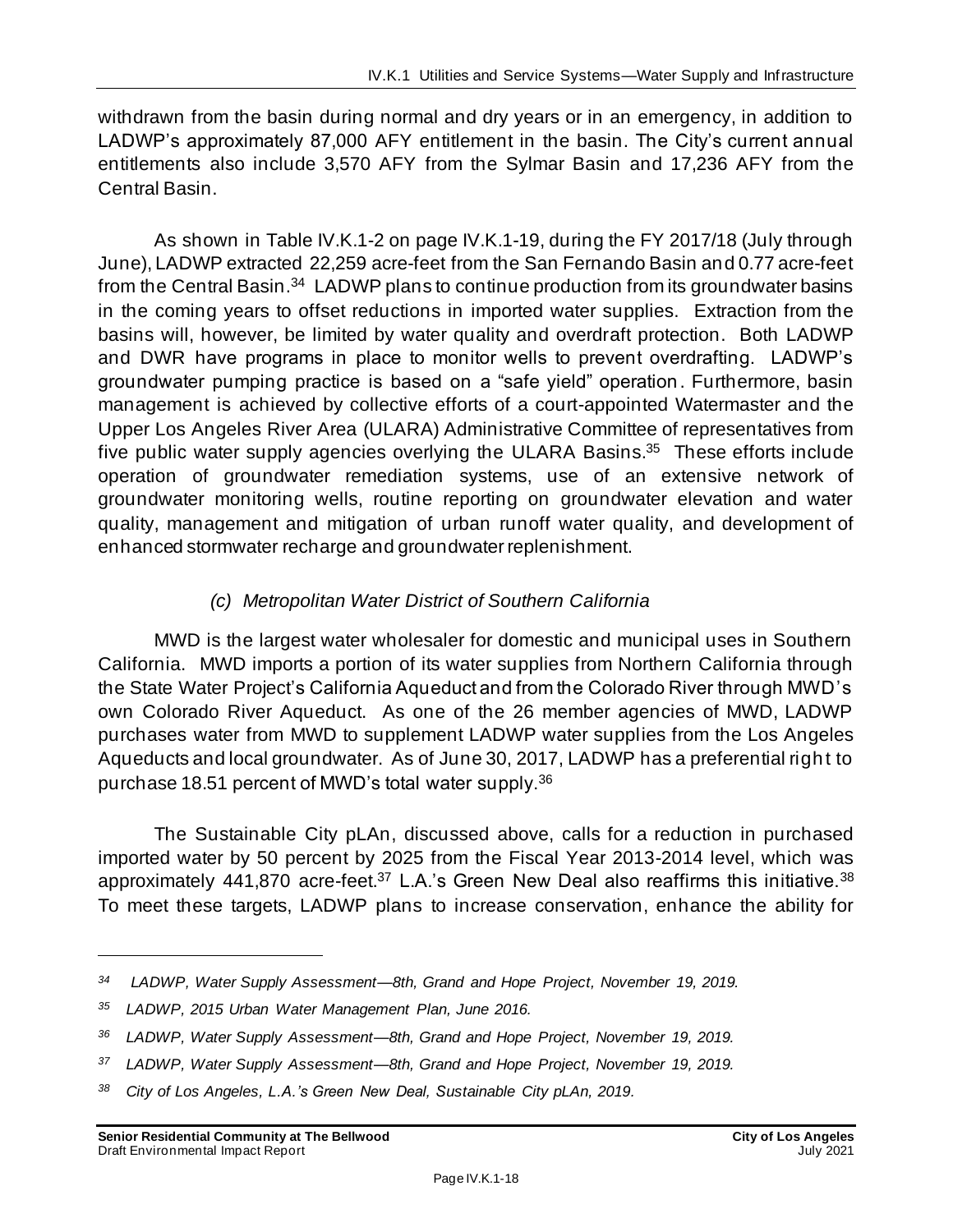withdrawn from the basin during normal and dry years or in an emergency, in addition to LADWP's approximately 87,000 AFY entitlement in the basin. The City's current annual entitlements also include 3,570 AFY from the Sylmar Basin and 17,236 AFY from the Central Basin.

As shown in Table IV.K.1-2 on page IV.K.1-19, during the FY 2017/18 (July through June), LADWP extracted 22,259 acre-feet from the San Fernando Basin and 0.77 acre-feet from the Central Basin.[34] LADWP plans to continue production from its groundwater basins in the coming years to offset reductions in imported water supplies. Extraction from the basins will, however, be limited by water quality and overdraft protection. Both LADWP and DWR have programs in place to monitor wells to prevent overdrafting. LADWP's groundwater pumping practice is based on a "safe yield" operation. Furthermore, basin management is achieved by collective efforts of a court-appointed Watermaster and the Upper Los Angeles River Area (ULARA) Administrative Committee of representatives from five public water supply agencies overlying the ULARA Basins.[35] These efforts include operation of groundwater remediation systems, use of an extensive network of groundwater monitoring wells, routine reporting on groundwater elevation and water quality, management and mitigation of urban runoff water quality, and development of enhanced stormwater recharge and groundwater replenishment.

#### *(c) Metropolitan Water District of Southern California*

MWD is the largest water wholesaler for domestic and municipal uses in Southern California. MWD imports a portion of its water supplies from Northern California through the State Water Project's California Aqueduct and from the Colorado River through MWD's own Colorado River Aqueduct. As one of the 26 member agencies of MWD, LADWP purchases water from MWD to supplement LADWP water supplies from the Los Angeles Aqueducts and local groundwater. As of June 30, 2017, LADWP has a preferential right to purchase 18.51 percent of MWD's total water supply.[36]

The Sustainable City pLAn, discussed above, calls for a reduction in purchased imported water by 50 percent by 2025 from the Fiscal Year 2013-2014 level, which was approximately 441,870 acre-feet.[37] L.A.'s Green New Deal also reaffirms this initiative.[38] To meet these targets, LADWP plans to increase conservation, enhance the ability for

---

[34] *LADWP, Water Supply Assessment—8th, Grand and Hope Project, November 19, 2019.*

[35] *LADWP, 2015 Urban Water Management Plan, June 2016.*

[36] *LADWP, Water Supply Assessment—8th, Grand and Hope Project, November 19, 2019.*

[37] *LADWP, Water Supply Assessment—8th, Grand and Hope Project, November 19, 2019.*

[38] *City of Los Angeles, L.A.'s Green New Deal, Sustainable City pLAn, 2019.*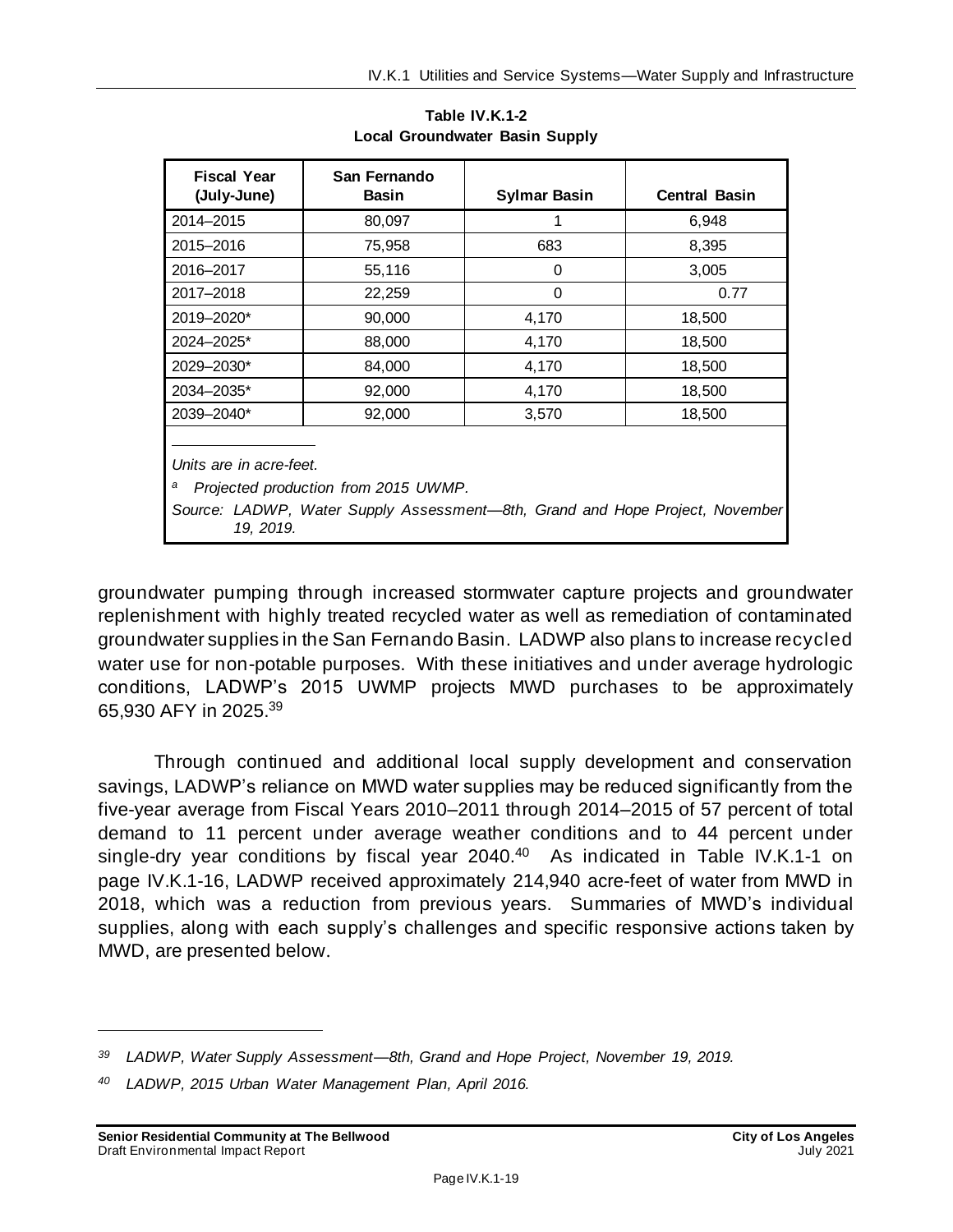**Table IV.K.1-2**
**Local Groundwater Basin Supply**

| Fiscal Year (July-June) | San Fernando Basin | Sylmar Basin | Central Basin |
|---|---|---|---|
| 2014–2015 | 80,097 | 1 | 6,948 |
| 2015–2016 | 75,958 | 683 | 8,395 |
| 2016–2017 | 55,116 | 0 | 3,005 |
| 2017–2018 | 22,259 | 0 | 0.77 |
| 2019–2020* | 90,000 | 4,170 | 18,500 |
| 2024–2025* | 88,000 | 4,170 | 18,500 |
| 2029–2030* | 84,000 | 4,170 | 18,500 |
| 2034–2035* | 92,000 | 4,170 | 18,500 |
| 2039–2040* | 92,000 | 3,570 | 18,500 |

*Units are in acre-feet.*

*[a] Projected production from 2015 UWMP.*

*Source: LADWP, Water Supply Assessment—8th, Grand and Hope Project, November 19, 2019.*

groundwater pumping through increased stormwater capture projects and groundwater replenishment with highly treated recycled water as well as remediation of contaminated groundwater supplies in the San Fernando Basin. LADWP also plans to increase recycled water use for non-potable purposes. With these initiatives and under average hydrologic conditions, LADWP's 2015 UWMP projects MWD purchases to be approximately 65,930 AFY in 2025.[39]

Through continued and additional local supply development and conservation savings, LADWP's reliance on MWD water supplies may be reduced significantly from the five-year average from Fiscal Years 2010–2011 through 2014–2015 of 57 percent of total demand to 11 percent under average weather conditions and to 44 percent under single-dry year conditions by fiscal year 2040.[40] As indicated in Table IV.K.1-1 on page IV.K.1-16, LADWP received approximately 214,940 acre-feet of water from MWD in 2018, which was a reduction from previous years. Summaries of MWD's individual supplies, along with each supply's challenges and specific responsive actions taken by MWD, are presented below.

---

*[39] LADWP, Water Supply Assessment—8th, Grand and Hope Project, November 19, 2019.*

*[40] LADWP, 2015 Urban Water Management Plan, April 2016.*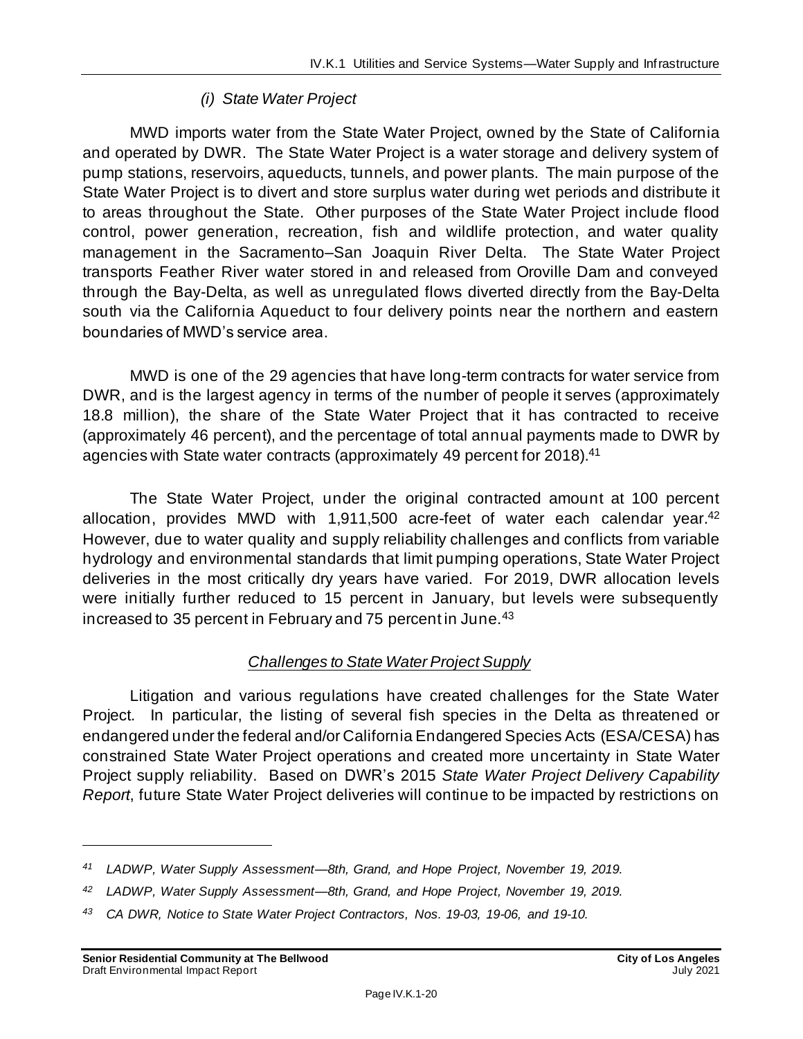#### *(i) State Water Project*

MWD imports water from the State Water Project, owned by the State of California and operated by DWR. The State Water Project is a water storage and delivery system of pump stations, reservoirs, aqueducts, tunnels, and power plants. The main purpose of the State Water Project is to divert and store surplus water during wet periods and distribute it to areas throughout the State. Other purposes of the State Water Project include flood control, power generation, recreation, fish and wildlife protection, and water quality management in the Sacramento–San Joaquin River Delta. The State Water Project transports Feather River water stored in and released from Oroville Dam and conveyed through the Bay-Delta, as well as unregulated flows diverted directly from the Bay-Delta south via the California Aqueduct to four delivery points near the northern and eastern boundaries of MWD's service area.

MWD is one of the 29 agencies that have long-term contracts for water service from DWR, and is the largest agency in terms of the number of people it serves (approximately 18.8 million), the share of the State Water Project that it has contracted to receive (approximately 46 percent), and the percentage of total annual payments made to DWR by agencies with State water contracts (approximately 49 percent for 2018).[41]

The State Water Project, under the original contracted amount at 100 percent allocation, provides MWD with 1,911,500 acre-feet of water each calendar year.[42] However, due to water quality and supply reliability challenges and conflicts from variable hydrology and environmental standards that limit pumping operations, State Water Project deliveries in the most critically dry years have varied. For 2019, DWR allocation levels were initially further reduced to 15 percent in January, but levels were subsequently increased to 35 percent in February and 75 percent in June.[43]

<u>*Challenges to State Water Project Supply*</u>

Litigation and various regulations have created challenges for the State Water Project. In particular, the listing of several fish species in the Delta as threatened or endangered under the federal and/or California Endangered Species Acts (ESA/CESA) has constrained State Water Project operations and created more uncertainty in State Water Project supply reliability. Based on DWR's 2015 *State Water Project Delivery Capability Report*, future State Water Project deliveries will continue to be impacted by restrictions on

---

*[41] LADWP, Water Supply Assessment—8th, Grand, and Hope Project, November 19, 2019.*

*[42] LADWP, Water Supply Assessment—8th, Grand, and Hope Project, November 19, 2019.*

*[43] CA DWR, Notice to State Water Project Contractors, Nos. 19-03, 19-06, and 19-10.*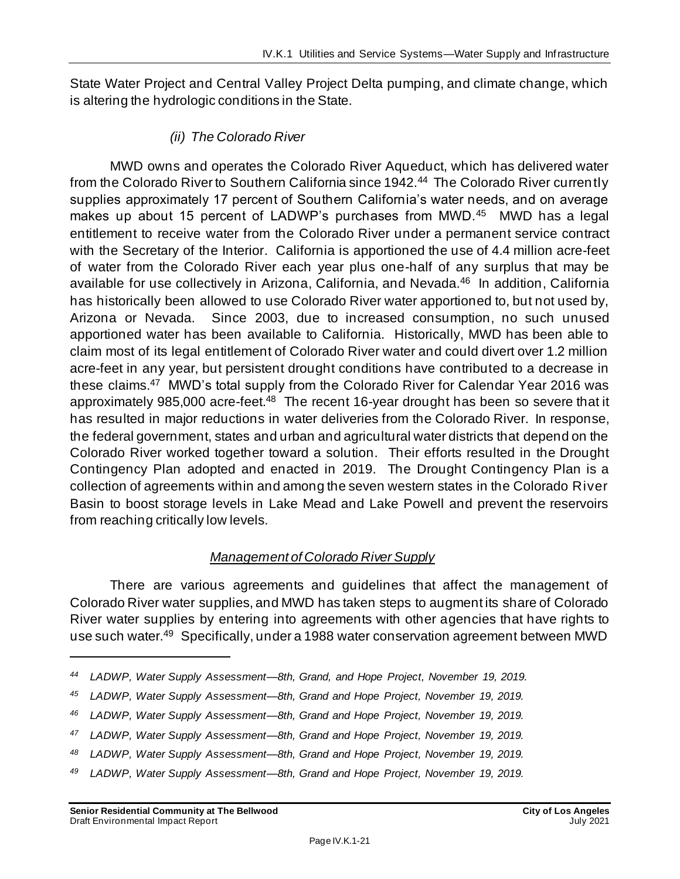State Water Project and Central Valley Project Delta pumping, and climate change, which is altering the hydrologic conditions in the State.

#### *(ii) The Colorado River*

MWD owns and operates the Colorado River Aqueduct, which has delivered water from the Colorado River to Southern California since 1942.[44] The Colorado River currently supplies approximately 17 percent of Southern California's water needs, and on average makes up about 15 percent of LADWP's purchases from MWD.[45] MWD has a legal entitlement to receive water from the Colorado River under a permanent service contract with the Secretary of the Interior. California is apportioned the use of 4.4 million acre-feet of water from the Colorado River each year plus one-half of any surplus that may be available for use collectively in Arizona, California, and Nevada.[46] In addition, California has historically been allowed to use Colorado River water apportioned to, but not used by, Arizona or Nevada. Since 2003, due to increased consumption, no such unused apportioned water has been available to California. Historically, MWD has been able to claim most of its legal entitlement of Colorado River water and could divert over 1.2 million acre-feet in any year, but persistent drought conditions have contributed to a decrease in these claims.[47] MWD's total supply from the Colorado River for Calendar Year 2016 was approximately 985,000 acre-feet.[48] The recent 16-year drought has been so severe that it has resulted in major reductions in water deliveries from the Colorado River. In response, the federal government, states and urban and agricultural water districts that depend on the Colorado River worked together toward a solution. Their efforts resulted in the Drought Contingency Plan adopted and enacted in 2019. The Drought Contingency Plan is a collection of agreements within and among the seven western states in the Colorado River Basin to boost storage levels in Lake Mead and Lake Powell and prevent the reservoirs from reaching critically low levels.

##### *Management of Colorado River Supply*

There are various agreements and guidelines that affect the management of Colorado River water supplies, and MWD has taken steps to augment its share of Colorado River water supplies by entering into agreements with other agencies that have rights to use such water.[49] Specifically, under a 1988 water conservation agreement between MWD

---

*[44] LADWP, Water Supply Assessment—8th, Grand, and Hope Project, November 19, 2019.*

*[45] LADWP, Water Supply Assessment—8th, Grand and Hope Project, November 19, 2019.*

*[46] LADWP, Water Supply Assessment—8th, Grand and Hope Project, November 19, 2019.*

*[47] LADWP, Water Supply Assessment—8th, Grand and Hope Project, November 19, 2019.*

*[48] LADWP, Water Supply Assessment—8th, Grand and Hope Project, November 19, 2019.*

*[49] LADWP, Water Supply Assessment—8th, Grand and Hope Project, November 19, 2019.*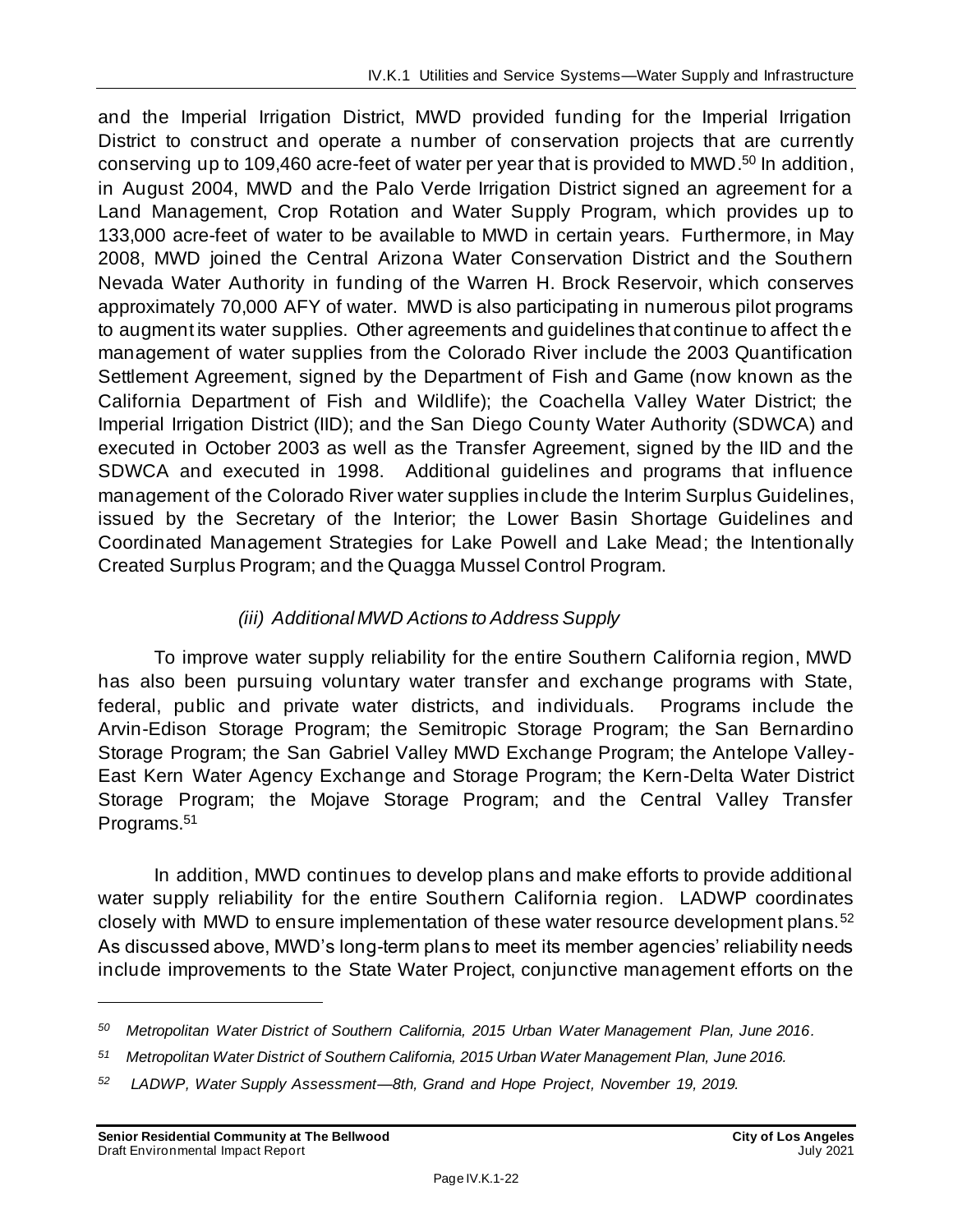and the Imperial Irrigation District, MWD provided funding for the Imperial Irrigation District to construct and operate a number of conservation projects that are currently conserving up to 109,460 acre-feet of water per year that is provided to MWD.[50] In addition, in August 2004, MWD and the Palo Verde Irrigation District signed an agreement for a Land Management, Crop Rotation and Water Supply Program, which provides up to 133,000 acre-feet of water to be available to MWD in certain years. Furthermore, in May 2008, MWD joined the Central Arizona Water Conservation District and the Southern Nevada Water Authority in funding of the Warren H. Brock Reservoir, which conserves approximately 70,000 AFY of water. MWD is also participating in numerous pilot programs to augment its water supplies. Other agreements and guidelines that continue to affect the management of water supplies from the Colorado River include the 2003 Quantification Settlement Agreement, signed by the Department of Fish and Game (now known as the California Department of Fish and Wildlife); the Coachella Valley Water District; the Imperial Irrigation District (IID); and the San Diego County Water Authority (SDWCA) and executed in October 2003 as well as the Transfer Agreement, signed by the IID and the SDWCA and executed in 1998. Additional guidelines and programs that influence management of the Colorado River water supplies include the Interim Surplus Guidelines, issued by the Secretary of the Interior; the Lower Basin Shortage Guidelines and Coordinated Management Strategies for Lake Powell and Lake Mead; the Intentionally Created Surplus Program; and the Quagga Mussel Control Program.

*(iii) Additional MWD Actions to Address Supply*

To improve water supply reliability for the entire Southern California region, MWD has also been pursuing voluntary water transfer and exchange programs with State, federal, public and private water districts, and individuals. Programs include the Arvin-Edison Storage Program; the Semitropic Storage Program; the San Bernardino Storage Program; the San Gabriel Valley MWD Exchange Program; the Antelope Valley-East Kern Water Agency Exchange and Storage Program; the Kern-Delta Water District Storage Program; the Mojave Storage Program; and the Central Valley Transfer Programs.[51]

In addition, MWD continues to develop plans and make efforts to provide additional water supply reliability for the entire Southern California region. LADWP coordinates closely with MWD to ensure implementation of these water resource development plans.[52] As discussed above, MWD's long-term plans to meet its member agencies' reliability needs include improvements to the State Water Project, conjunctive management efforts on the

---

[50] *Metropolitan Water District of Southern California, 2015 Urban Water Management Plan, June 2016.*

[51] *Metropolitan Water District of Southern California, 2015 Urban Water Management Plan, June 2016.*

[52] *LADWP, Water Supply Assessment—8th, Grand and Hope Project, November 19, 2019.*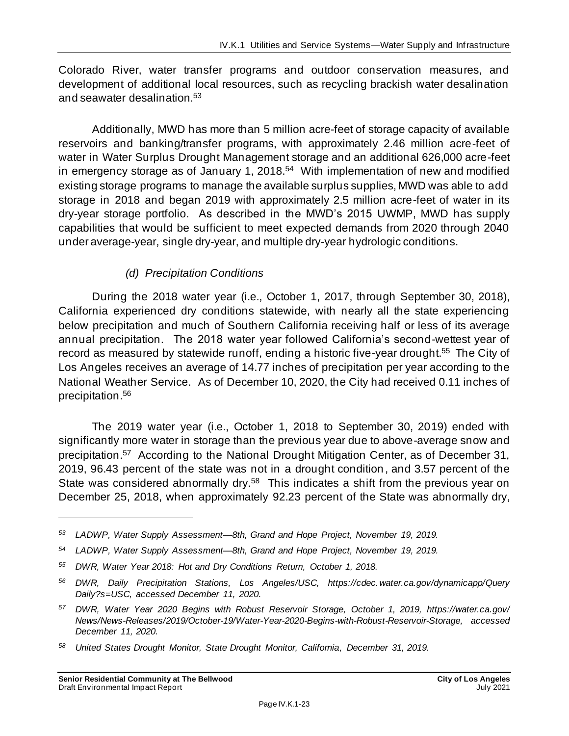Colorado River, water transfer programs and outdoor conservation measures, and development of additional local resources, such as recycling brackish water desalination and seawater desalination.[53]

Additionally, MWD has more than 5 million acre-feet of storage capacity of available reservoirs and banking/transfer programs, with approximately 2.46 million acre-feet of water in Water Surplus Drought Management storage and an additional 626,000 acre-feet in emergency storage as of January 1, 2018.[54] With implementation of new and modified existing storage programs to manage the available surplus supplies, MWD was able to add storage in 2018 and began 2019 with approximately 2.5 million acre-feet of water in its dry-year storage portfolio. As described in the MWD's 2015 UWMP, MWD has supply capabilities that would be sufficient to meet expected demands from 2020 through 2040 under average-year, single dry-year, and multiple dry-year hydrologic conditions.

#### *(d) Precipitation Conditions*

During the 2018 water year (i.e., October 1, 2017, through September 30, 2018), California experienced dry conditions statewide, with nearly all the state experiencing below precipitation and much of Southern California receiving half or less of its average annual precipitation. The 2018 water year followed California's second-wettest year of record as measured by statewide runoff, ending a historic five-year drought.[55] The City of Los Angeles receives an average of 14.77 inches of precipitation per year according to the National Weather Service. As of December 10, 2020, the City had received 0.11 inches of precipitation.[56]

The 2019 water year (i.e., October 1, 2018 to September 30, 2019) ended with significantly more water in storage than the previous year due to above-average snow and precipitation.[57] According to the National Drought Mitigation Center, as of December 31, 2019, 96.43 percent of the state was not in a drought condition, and 3.57 percent of the State was considered abnormally dry.[58] This indicates a shift from the previous year on December 25, 2018, when approximately 92.23 percent of the State was abnormally dry,

---

[53] *LADWP, Water Supply Assessment—8th, Grand and Hope Project, November 19, 2019.*

[54] *LADWP, Water Supply Assessment—8th, Grand and Hope Project, November 19, 2019.*

[55] *DWR, Water Year 2018: Hot and Dry Conditions Return, October 1, 2018.*

[56] *DWR, Daily Precipitation Stations, Los Angeles/USC, https://cdec.water.ca.gov/dynamicapp/QueryDaily?s=USC, accessed December 11, 2020.*

[57] *DWR, Water Year 2020 Begins with Robust Reservoir Storage, October 1, 2019, https://water.ca.gov/News/News-Releases/2019/October-19/Water-Year-2020-Begins-with-Robust-Reservoir-Storage, accessed December 11, 2020.*

[58] *United States Drought Monitor, State Drought Monitor, California, December 31, 2019.*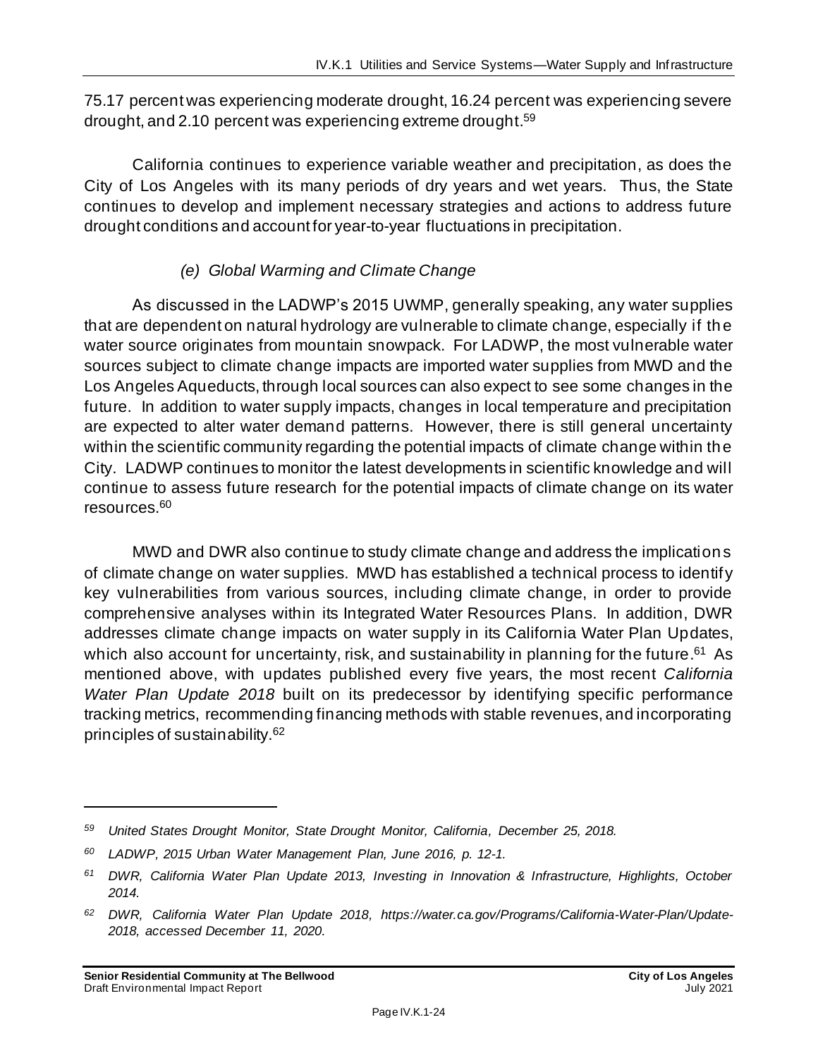75.17 percent was experiencing moderate drought, 16.24 percent was experiencing severe drought, and 2.10 percent was experiencing extreme drought.[59]

California continues to experience variable weather and precipitation, as does the City of Los Angeles with its many periods of dry years and wet years. Thus, the State continues to develop and implement necessary strategies and actions to address future drought conditions and account for year-to-year fluctuations in precipitation.

#### *(e) Global Warming and Climate Change*

As discussed in the LADWP's 2015 UWMP, generally speaking, any water supplies that are dependent on natural hydrology are vulnerable to climate change, especially if the water source originates from mountain snowpack. For LADWP, the most vulnerable water sources subject to climate change impacts are imported water supplies from MWD and the Los Angeles Aqueducts, through local sources can also expect to see some changes in the future. In addition to water supply impacts, changes in local temperature and precipitation are expected to alter water demand patterns. However, there is still general uncertainty within the scientific community regarding the potential impacts of climate change within the City. LADWP continues to monitor the latest developments in scientific knowledge and will continue to assess future research for the potential impacts of climate change on its water resources.[60]

MWD and DWR also continue to study climate change and address the implications of climate change on water supplies. MWD has established a technical process to identify key vulnerabilities from various sources, including climate change, in order to provide comprehensive analyses within its Integrated Water Resources Plans. In addition, DWR addresses climate change impacts on water supply in its California Water Plan Updates, which also account for uncertainty, risk, and sustainability in planning for the future.[61] As mentioned above, with updates published every five years, the most recent *California Water Plan Update 2018* built on its predecessor by identifying specific performance tracking metrics, recommending financing methods with stable revenues, and incorporating principles of sustainability.[62]

---

*[59] United States Drought Monitor, State Drought Monitor, California, December 25, 2018.*

*[60] LADWP, 2015 Urban Water Management Plan, June 2016, p. 12-1.*

*[61] DWR, California Water Plan Update 2013, Investing in Innovation & Infrastructure, Highlights, October 2014.*

*[62] DWR, California Water Plan Update 2018, https://water.ca.gov/Programs/California-Water-Plan/Update-2018, accessed December 11, 2020.*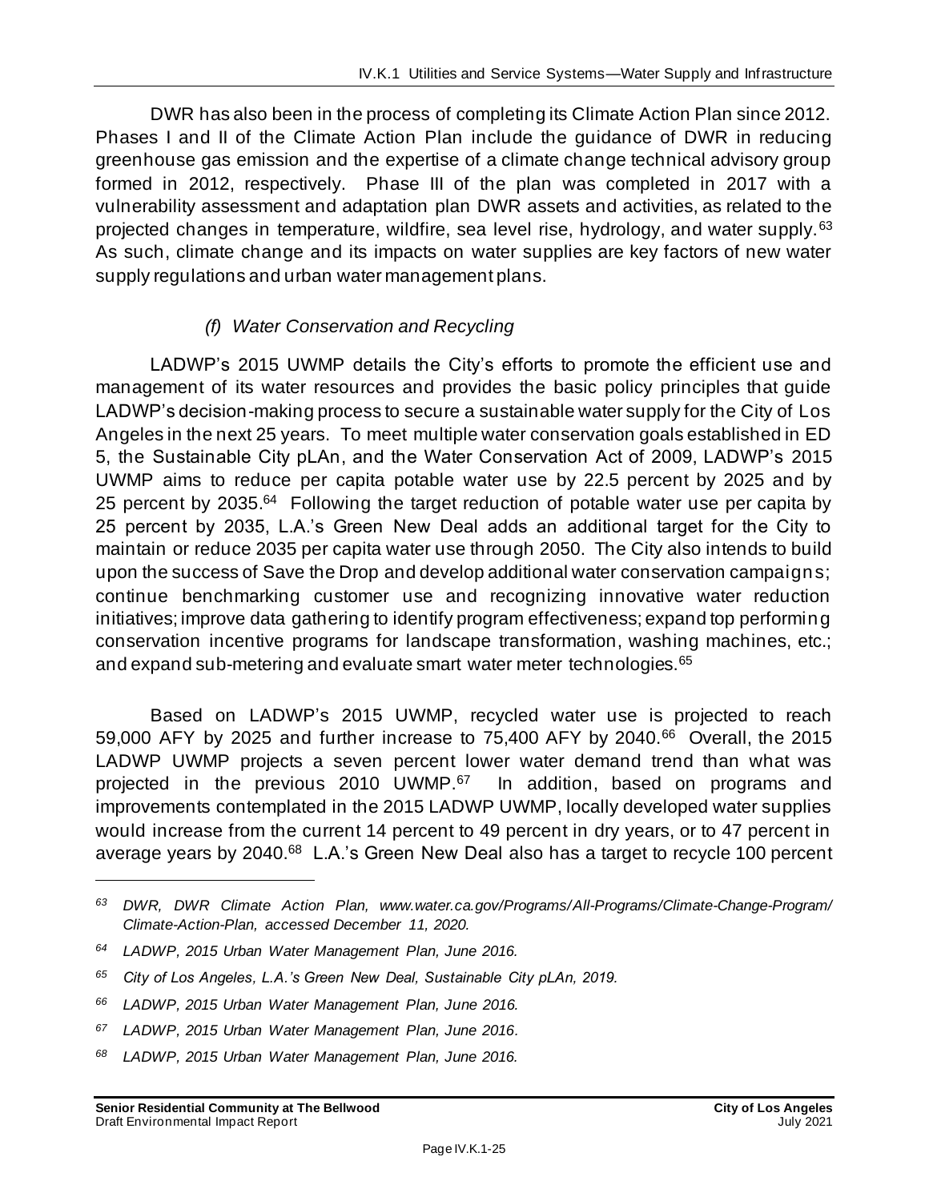DWR has also been in the process of completing its Climate Action Plan since 2012. Phases I and II of the Climate Action Plan include the guidance of DWR in reducing greenhouse gas emission and the expertise of a climate change technical advisory group formed in 2012, respectively. Phase III of the plan was completed in 2017 with a vulnerability assessment and adaptation plan DWR assets and activities, as related to the projected changes in temperature, wildfire, sea level rise, hydrology, and water supply.[63] As such, climate change and its impacts on water supplies are key factors of new water supply regulations and urban water management plans.

#### *(f) Water Conservation and Recycling*

LADWP's 2015 UWMP details the City's efforts to promote the efficient use and management of its water resources and provides the basic policy principles that guide LADWP's decision-making process to secure a sustainable water supply for the City of Los Angeles in the next 25 years. To meet multiple water conservation goals established in ED 5, the Sustainable City pLAn, and the Water Conservation Act of 2009, LADWP's 2015 UWMP aims to reduce per capita potable water use by 22.5 percent by 2025 and by 25 percent by 2035.[64] Following the target reduction of potable water use per capita by 25 percent by 2035, L.A.'s Green New Deal adds an additional target for the City to maintain or reduce 2035 per capita water use through 2050. The City also intends to build upon the success of Save the Drop and develop additional water conservation campaigns; continue benchmarking customer use and recognizing innovative water reduction initiatives; improve data gathering to identify program effectiveness; expand top performing conservation incentive programs for landscape transformation, washing machines, etc.; and expand sub-metering and evaluate smart water meter technologies.[65]

Based on LADWP's 2015 UWMP, recycled water use is projected to reach 59,000 AFY by 2025 and further increase to 75,400 AFY by 2040.[66] Overall, the 2015 LADWP UWMP projects a seven percent lower water demand trend than what was projected in the previous 2010 UWMP.[67] In addition, based on programs and improvements contemplated in the 2015 LADWP UWMP, locally developed water supplies would increase from the current 14 percent to 49 percent in dry years, or to 47 percent in average years by 2040.[68] L.A.'s Green New Deal also has a target to recycle 100 percent

---

*[63] DWR, DWR Climate Action Plan, www.water.ca.gov/Programs/All-Programs/Climate-Change-Program/Climate-Action-Plan, accessed December 11, 2020.*

*[64] LADWP, 2015 Urban Water Management Plan, June 2016.*

*[65] City of Los Angeles, L.A.'s Green New Deal, Sustainable City pLAn, 2019.*

*[66] LADWP, 2015 Urban Water Management Plan, June 2016.*

*[67] LADWP, 2015 Urban Water Management Plan, June 2016.*

*[68] LADWP, 2015 Urban Water Management Plan, June 2016.*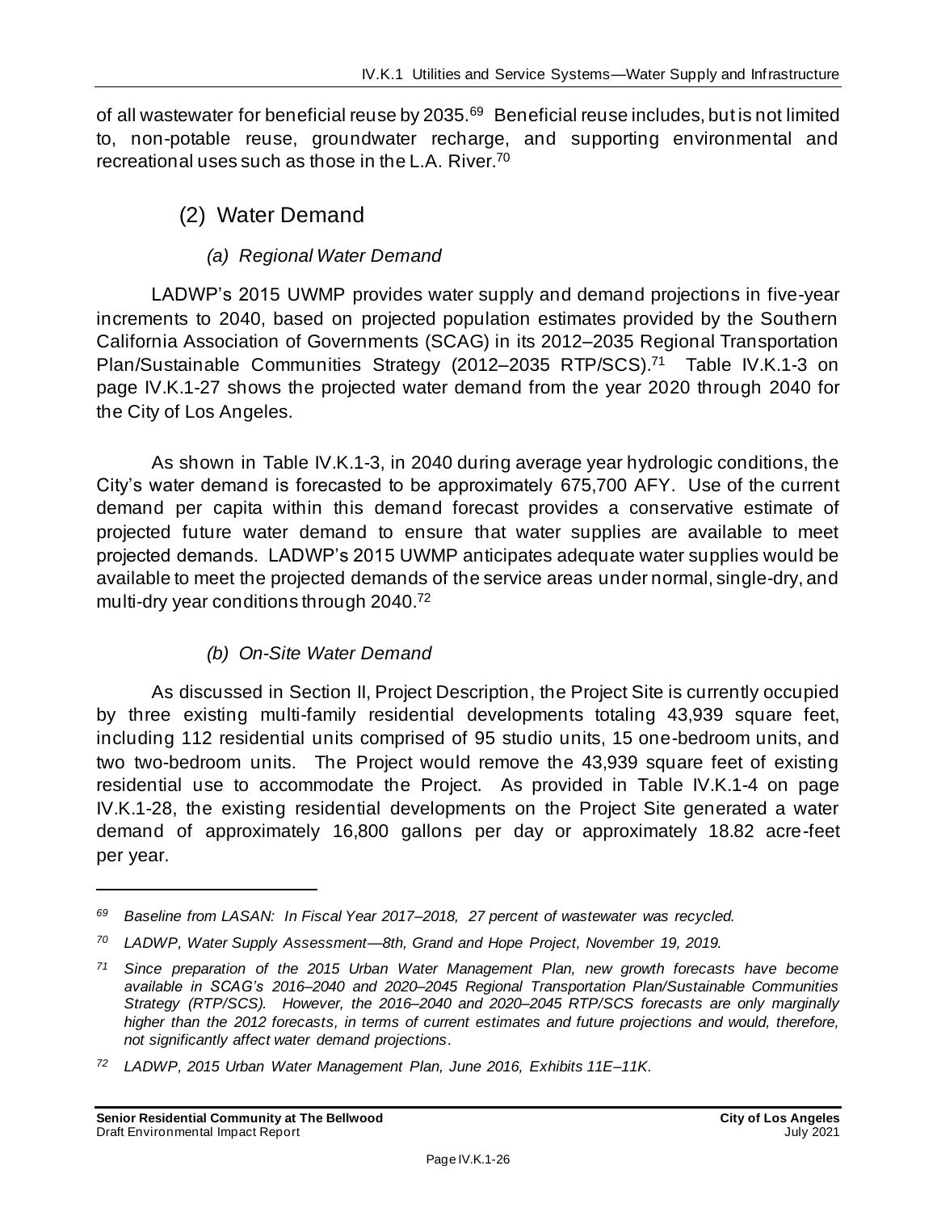of all wastewater for beneficial reuse by 2035.[69] Beneficial reuse includes, but is not limited to, non-potable reuse, groundwater recharge, and supporting environmental and recreational uses such as those in the L.A. River.[70]

## (2) Water Demand

### *(a) Regional Water Demand*

LADWP's 2015 UWMP provides water supply and demand projections in five-year increments to 2040, based on projected population estimates provided by the Southern California Association of Governments (SCAG) in its 2012–2035 Regional Transportation Plan/Sustainable Communities Strategy (2012–2035 RTP/SCS).[71] Table IV.K.1-3 on page IV.K.1-27 shows the projected water demand from the year 2020 through 2040 for the City of Los Angeles.

As shown in Table IV.K.1-3, in 2040 during average year hydrologic conditions, the City's water demand is forecasted to be approximately 675,700 AFY. Use of the current demand per capita within this demand forecast provides a conservative estimate of projected future water demand to ensure that water supplies are available to meet projected demands. LADWP's 2015 UWMP anticipates adequate water supplies would be available to meet the projected demands of the service areas under normal, single-dry, and multi-dry year conditions through 2040.[72]

### *(b) On-Site Water Demand*

As discussed in Section II, Project Description, the Project Site is currently occupied by three existing multi-family residential developments totaling 43,939 square feet, including 112 residential units comprised of 95 studio units, 15 one-bedroom units, and two two-bedroom units. The Project would remove the 43,939 square feet of existing residential use to accommodate the Project. As provided in Table IV.K.1-4 on page IV.K.1-28, the existing residential developments on the Project Site generated a water demand of approximately 16,800 gallons per day or approximately 18.82 acre-feet per year.

---

*[69] Baseline from LASAN: In Fiscal Year 2017–2018, 27 percent of wastewater was recycled.*

*[70] LADWP, Water Supply Assessment—8th, Grand and Hope Project, November 19, 2019.*

*[71] Since preparation of the 2015 Urban Water Management Plan, new growth forecasts have become available in SCAG's 2016–2040 and 2020–2045 Regional Transportation Plan/Sustainable Communities Strategy (RTP/SCS). However, the 2016–2040 and 2020–2045 RTP/SCS forecasts are only marginally higher than the 2012 forecasts, in terms of current estimates and future projections and would, therefore, not significantly affect water demand projections.*

*[72] LADWP, 2015 Urban Water Management Plan, June 2016, Exhibits 11E–11K.*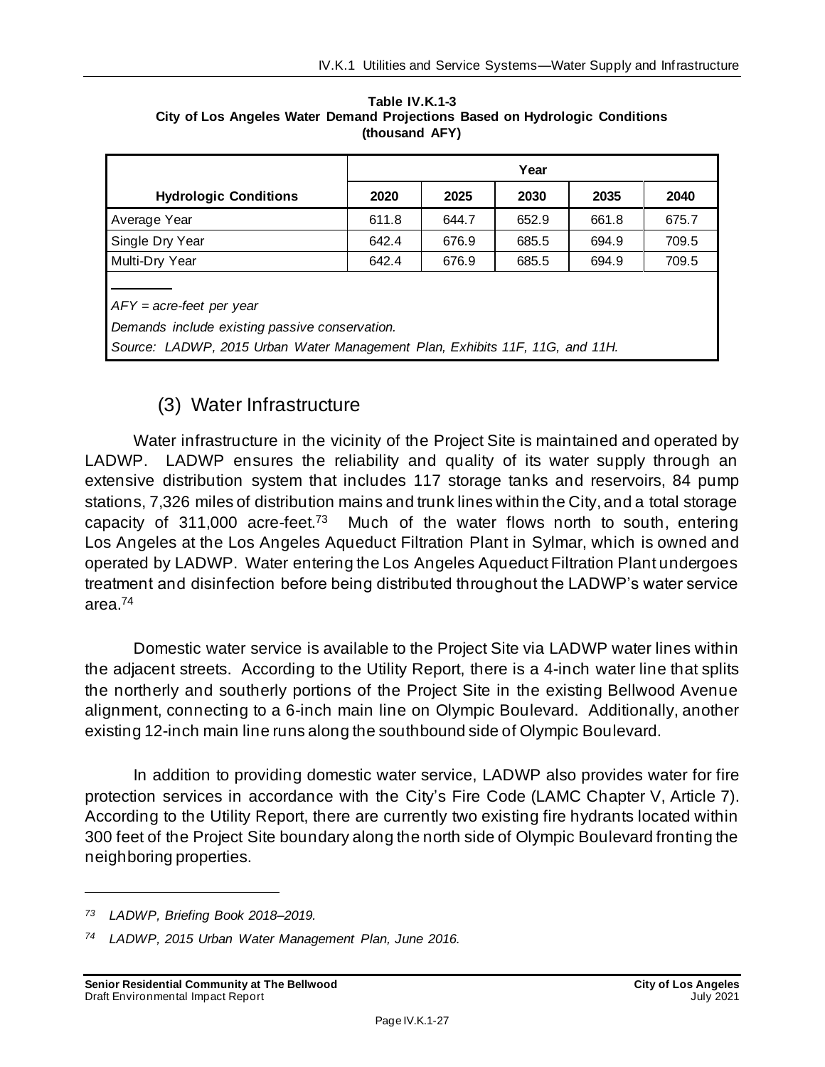**Table IV.K.1-3**
**City of Los Angeles Water Demand Projections Based on Hydrologic Conditions**
**(thousand AFY)**

| Hydrologic Conditions | Year | | | | |
|---|---|---|---|---|---|
| | 2020 | 2025 | 2030 | 2035 | 2040 |
| Average Year | 611.8 | 644.7 | 652.9 | 661.8 | 675.7 |
| Single Dry Year | 642.4 | 676.9 | 685.5 | 694.9 | 709.5 |
| Multi-Dry Year | 642.4 | 676.9 | 685.5 | 694.9 | 709.5 |

*AFY = acre-feet per year*

*Demands include existing passive conservation.*

*Source: LADWP, 2015 Urban Water Management Plan, Exhibits 11F, 11G, and 11H.*

### (3) Water Infrastructure

Water infrastructure in the vicinity of the Project Site is maintained and operated by LADWP. LADWP ensures the reliability and quality of its water supply through an extensive distribution system that includes 117 storage tanks and reservoirs, 84 pump stations, 7,326 miles of distribution mains and trunk lines within the City, and a total storage capacity of 311,000 acre-feet.[73] Much of the water flows north to south, entering Los Angeles at the Los Angeles Aqueduct Filtration Plant in Sylmar, which is owned and operated by LADWP. Water entering the Los Angeles Aqueduct Filtration Plant undergoes treatment and disinfection before being distributed throughout the LADWP's water service area.[74]

Domestic water service is available to the Project Site via LADWP water lines within the adjacent streets. According to the Utility Report, there is a 4-inch water line that splits the northerly and southerly portions of the Project Site in the existing Bellwood Avenue alignment, connecting to a 6-inch main line on Olympic Boulevard. Additionally, another existing 12-inch main line runs along the southbound side of Olympic Boulevard.

In addition to providing domestic water service, LADWP also provides water for fire protection services in accordance with the City's Fire Code (LAMC Chapter V, Article 7). According to the Utility Report, there are currently two existing fire hydrants located within 300 feet of the Project Site boundary along the north side of Olympic Boulevard fronting the neighboring properties.

---

[73] *LADWP, Briefing Book 2018–2019.*

[74] *LADWP, 2015 Urban Water Management Plan, June 2016.*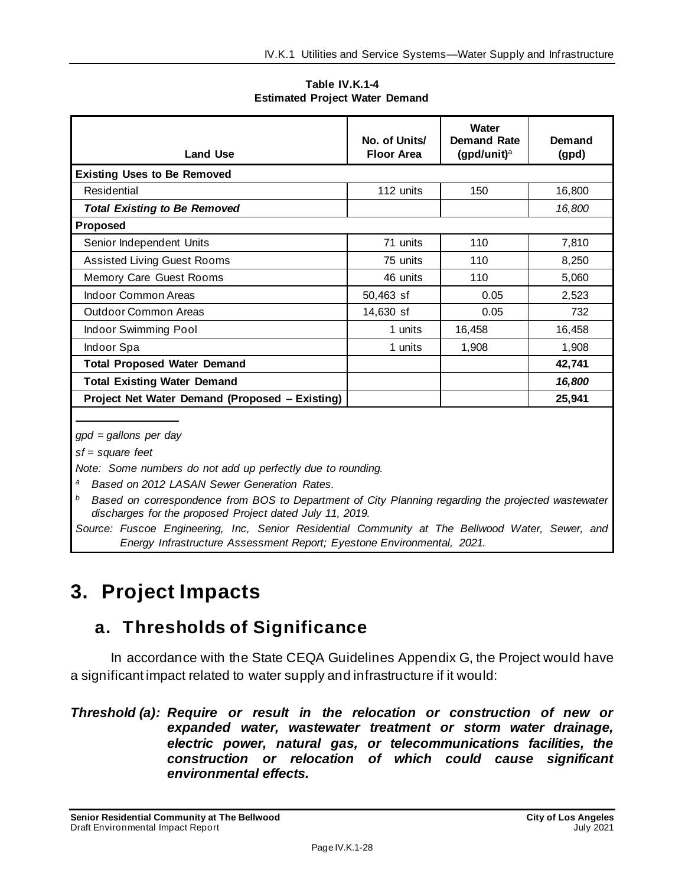**Table IV.K.1-4**
**Estimated Project Water Demand**

| Land Use | No. of Units/ Floor Area | Water Demand Rate (gpd/unit)[a] | Demand (gpd) |
|---|---|---|---|
| **Existing Uses to Be Removed** | | | |
| Residential | 112 units | 150 | 16,800 |
| ***Total Existing to Be Removed*** | | | *16,800* |
| **Proposed** | | | |
| Senior Independent Units | 71 units | 110 | 7,810 |
| Assisted Living Guest Rooms | 75 units | 110 | 8,250 |
| Memory Care Guest Rooms | 46 units | 110 | 5,060 |
| Indoor Common Areas | 50,463 sf | 0.05 | 2,523 |
| Outdoor Common Areas | 14,630 sf | 0.05 | 732 |
| Indoor Swimming Pool | 1 units | 16,458 | 16,458 |
| Indoor Spa | 1 units | 1,908 | 1,908 |
| **Total Proposed Water Demand** | | | **42,741** |
| **Total Existing Water Demand** | | | ***16,800*** |
| **Project Net Water Demand (Proposed – Existing)** | | | **25,941** |

*gpd = gallons per day*

*sf = square feet*

*Note: Some numbers do not add up perfectly due to rounding.*

[a] *Based on 2012 LASAN Sewer Generation Rates.*

[b] *Based on correspondence from BOS to Department of City Planning regarding the projected wastewater discharges for the proposed Project dated July 11, 2019.*

*Source: Fuscoe Engineering, Inc, Senior Residential Community at The Bellwood Water, Sewer, and Energy Infrastructure Assessment Report; Eyestone Environmental, 2021.*

# 3. Project Impacts

## a. Thresholds of Significance

In accordance with the State CEQA Guidelines Appendix G, the Project would have a significant impact related to water supply and infrastructure if it would:

***Threshold (a): Require or result in the relocation or construction of new or expanded water, wastewater treatment or storm water drainage, electric power, natural gas, or telecommunications facilities, the construction or relocation of which could cause significant environmental effects.***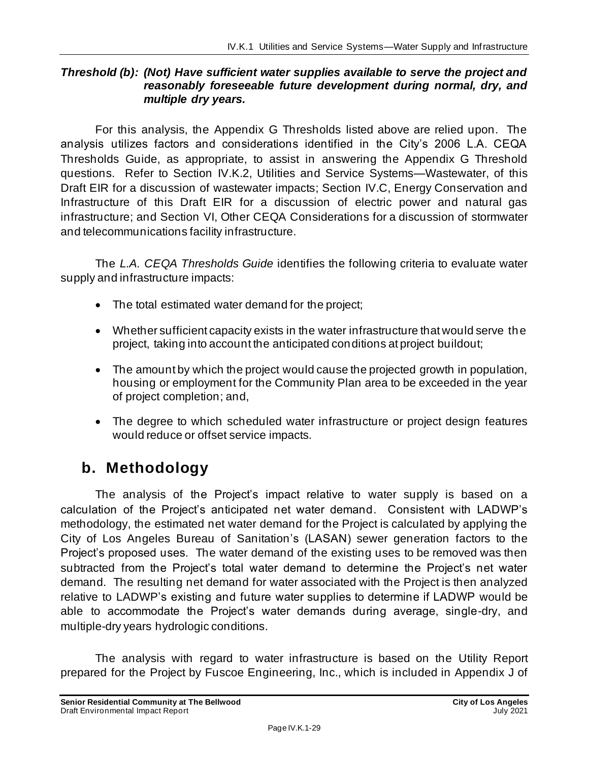***Threshold (b): (Not) Have sufficient water supplies available to serve the project and reasonably foreseeable future development during normal, dry, and multiple dry years.***

For this analysis, the Appendix G Thresholds listed above are relied upon. The analysis utilizes factors and considerations identified in the City's 2006 L.A. CEQA Thresholds Guide, as appropriate, to assist in answering the Appendix G Threshold questions. Refer to Section IV.K.2, Utilities and Service Systems—Wastewater, of this Draft EIR for a discussion of wastewater impacts; Section IV.C, Energy Conservation and Infrastructure of this Draft EIR for a discussion of electric power and natural gas infrastructure; and Section VI, Other CEQA Considerations for a discussion of stormwater and telecommunications facility infrastructure.

The *L.A. CEQA Thresholds Guide* identifies the following criteria to evaluate water supply and infrastructure impacts:

- The total estimated water demand for the project;
- Whether sufficient capacity exists in the water infrastructure that would serve the project, taking into account the anticipated conditions at project buildout;
- The amount by which the project would cause the projected growth in population, housing or employment for the Community Plan area to be exceeded in the year of project completion; and,
- The degree to which scheduled water infrastructure or project design features would reduce or offset service impacts.

## b. Methodology

The analysis of the Project's impact relative to water supply is based on a calculation of the Project's anticipated net water demand. Consistent with LADWP's methodology, the estimated net water demand for the Project is calculated by applying the City of Los Angeles Bureau of Sanitation's (LASAN) sewer generation factors to the Project's proposed uses. The water demand of the existing uses to be removed was then subtracted from the Project's total water demand to determine the Project's net water demand. The resulting net demand for water associated with the Project is then analyzed relative to LADWP's existing and future water supplies to determine if LADWP would be able to accommodate the Project's water demands during average, single-dry, and multiple-dry years hydrologic conditions.

The analysis with regard to water infrastructure is based on the Utility Report prepared for the Project by Fuscoe Engineering, Inc., which is included in Appendix J of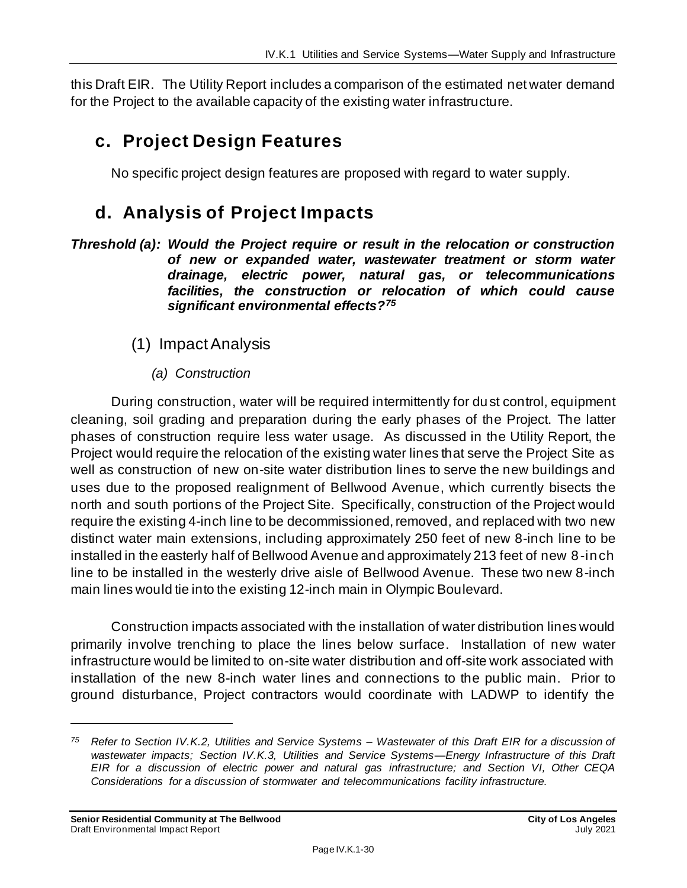this Draft EIR. The Utility Report includes a comparison of the estimated net water demand for the Project to the available capacity of the existing water infrastructure.

## c. Project Design Features

No specific project design features are proposed with regard to water supply.

## d. Analysis of Project Impacts

***Threshold (a): Would the Project require or result in the relocation or construction of new or expanded water, wastewater treatment or storm water drainage, electric power, natural gas, or telecommunications facilities, the construction or relocation of which could cause significant environmental effects?***[75]

### (1) Impact Analysis

#### *(a) Construction*

During construction, water will be required intermittently for dust control, equipment cleaning, soil grading and preparation during the early phases of the Project. The latter phases of construction require less water usage. As discussed in the Utility Report, the Project would require the relocation of the existing water lines that serve the Project Site as well as construction of new on-site water distribution lines to serve the new buildings and uses due to the proposed realignment of Bellwood Avenue, which currently bisects the north and south portions of the Project Site. Specifically, construction of the Project would require the existing 4-inch line to be decommissioned, removed, and replaced with two new distinct water main extensions, including approximately 250 feet of new 8-inch line to be installed in the easterly half of Bellwood Avenue and approximately 213 feet of new 8-inch line to be installed in the westerly drive aisle of Bellwood Avenue. These two new 8-inch main lines would tie into the existing 12-inch main in Olympic Boulevard.

Construction impacts associated with the installation of water distribution lines would primarily involve trenching to place the lines below surface. Installation of new water infrastructure would be limited to on-site water distribution and off-site work associated with installation of the new 8-inch water lines and connections to the public main. Prior to ground disturbance, Project contractors would coordinate with LADWP to identify the

---

[75] *Refer to Section IV.K.2, Utilities and Service Systems – Wastewater of this Draft EIR for a discussion of wastewater impacts; Section IV.K.3, Utilities and Service Systems—Energy Infrastructure of this Draft EIR for a discussion of electric power and natural gas infrastructure; and Section VI, Other CEQA Considerations for a discussion of stormwater and telecommunications facility infrastructure.*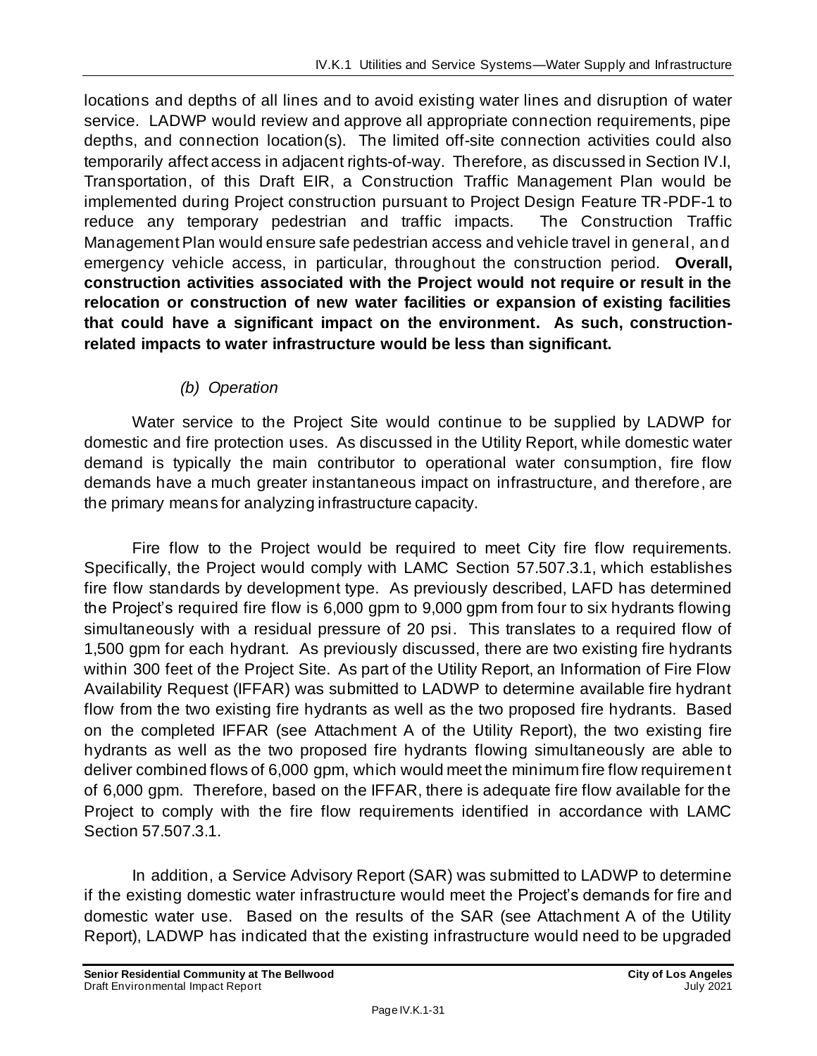locations and depths of all lines and to avoid existing water lines and disruption of water service. LADWP would review and approve all appropriate connection requirements, pipe depths, and connection location(s). The limited off-site connection activities could also temporarily affect access in adjacent rights-of-way. Therefore, as discussed in Section IV.I, Transportation, of this Draft EIR, a Construction Traffic Management Plan would be implemented during Project construction pursuant to Project Design Feature TR-PDF-1 to reduce any temporary pedestrian and traffic impacts. The Construction Traffic Management Plan would ensure safe pedestrian access and vehicle travel in general, and emergency vehicle access, in particular, throughout the construction period. **Overall, construction activities associated with the Project would not require or result in the relocation or construction of new water facilities or expansion of existing facilities that could have a significant impact on the environment. As such, construction-related impacts to water infrastructure would be less than significant.**

*(b) Operation*

Water service to the Project Site would continue to be supplied by LADWP for domestic and fire protection uses. As discussed in the Utility Report, while domestic water demand is typically the main contributor to operational water consumption, fire flow demands have a much greater instantaneous impact on infrastructure, and therefore, are the primary means for analyzing infrastructure capacity.

Fire flow to the Project would be required to meet City fire flow requirements. Specifically, the Project would comply with LAMC Section 57.507.3.1, which establishes fire flow standards by development type. As previously described, LAFD has determined the Project's required fire flow is 6,000 gpm to 9,000 gpm from four to six hydrants flowing simultaneously with a residual pressure of 20 psi. This translates to a required flow of 1,500 gpm for each hydrant. As previously discussed, there are two existing fire hydrants within 300 feet of the Project Site. As part of the Utility Report, an Information of Fire Flow Availability Request (IFFAR) was submitted to LADWP to determine available fire hydrant flow from the two existing fire hydrants as well as the two proposed fire hydrants. Based on the completed IFFAR (see Attachment A of the Utility Report), the two existing fire hydrants as well as the two proposed fire hydrants flowing simultaneously are able to deliver combined flows of 6,000 gpm, which would meet the minimum fire flow requirement of 6,000 gpm. Therefore, based on the IFFAR, there is adequate fire flow available for the Project to comply with the fire flow requirements identified in accordance with LAMC Section 57.507.3.1.

In addition, a Service Advisory Report (SAR) was submitted to LADWP to determine if the existing domestic water infrastructure would meet the Project's demands for fire and domestic water use. Based on the results of the SAR (see Attachment A of the Utility Report), LADWP has indicated that the existing infrastructure would need to be upgraded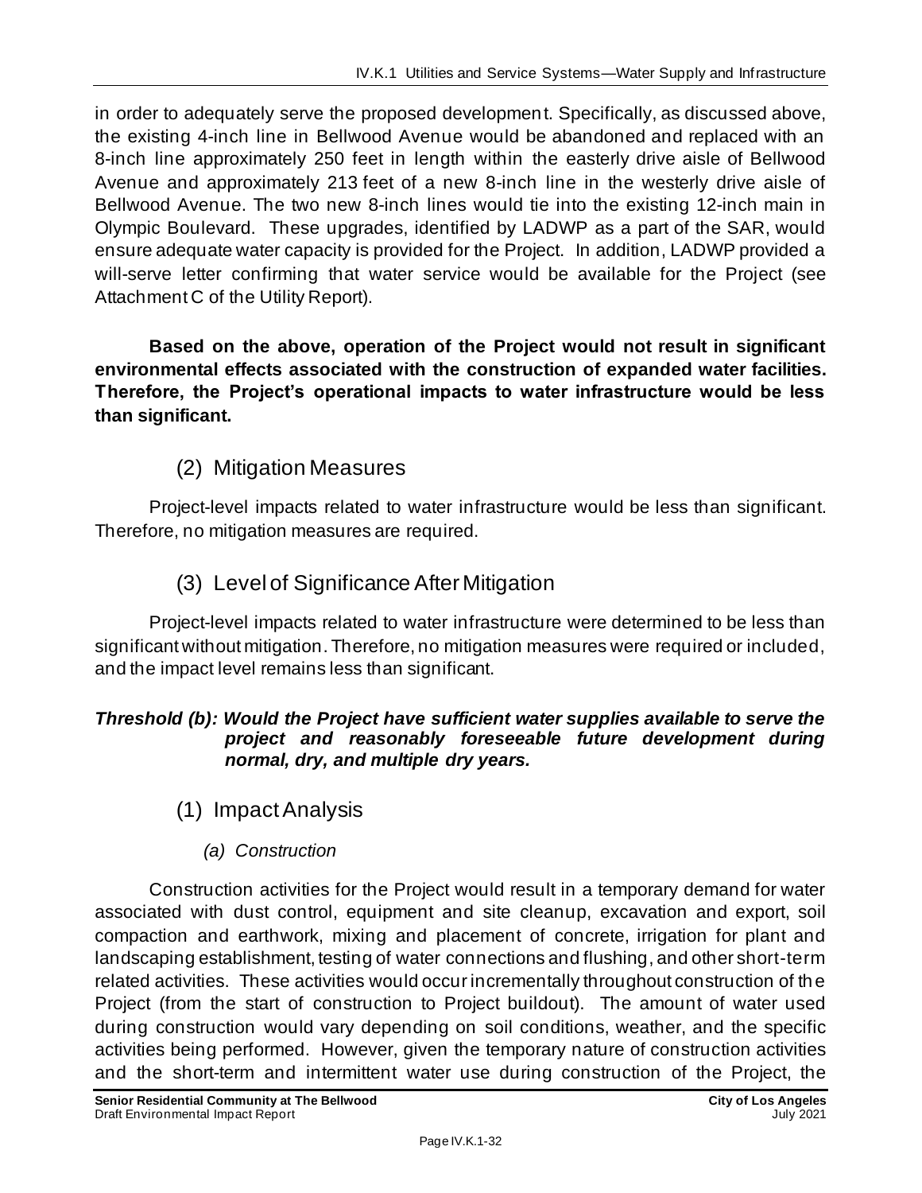in order to adequately serve the proposed development. Specifically, as discussed above, the existing 4-inch line in Bellwood Avenue would be abandoned and replaced with an 8-inch line approximately 250 feet in length within the easterly drive aisle of Bellwood Avenue and approximately 213 feet of a new 8-inch line in the westerly drive aisle of Bellwood Avenue. The two new 8-inch lines would tie into the existing 12-inch main in Olympic Boulevard. These upgrades, identified by LADWP as a part of the SAR, would ensure adequate water capacity is provided for the Project. In addition, LADWP provided a will-serve letter confirming that water service would be available for the Project (see Attachment C of the Utility Report).

**Based on the above, operation of the Project would not result in significant environmental effects associated with the construction of expanded water facilities. Therefore, the Project's operational impacts to water infrastructure would be less than significant.**

### (2) Mitigation Measures

Project-level impacts related to water infrastructure would be less than significant. Therefore, no mitigation measures are required.

### (3) Level of Significance After Mitigation

Project-level impacts related to water infrastructure were determined to be less than significant without mitigation. Therefore, no mitigation measures were required or included, and the impact level remains less than significant.

***Threshold (b): Would the Project have sufficient water supplies available to serve the project and reasonably foreseeable future development during normal, dry, and multiple dry years.***

### (1) Impact Analysis

#### *(a) Construction*

Construction activities for the Project would result in a temporary demand for water associated with dust control, equipment and site cleanup, excavation and export, soil compaction and earthwork, mixing and placement of concrete, irrigation for plant and landscaping establishment, testing of water connections and flushing, and other short-term related activities. These activities would occur incrementally throughout construction of the Project (from the start of construction to Project buildout). The amount of water used during construction would vary depending on soil conditions, weather, and the specific activities being performed. However, given the temporary nature of construction activities and the short-term and intermittent water use during construction of the Project, the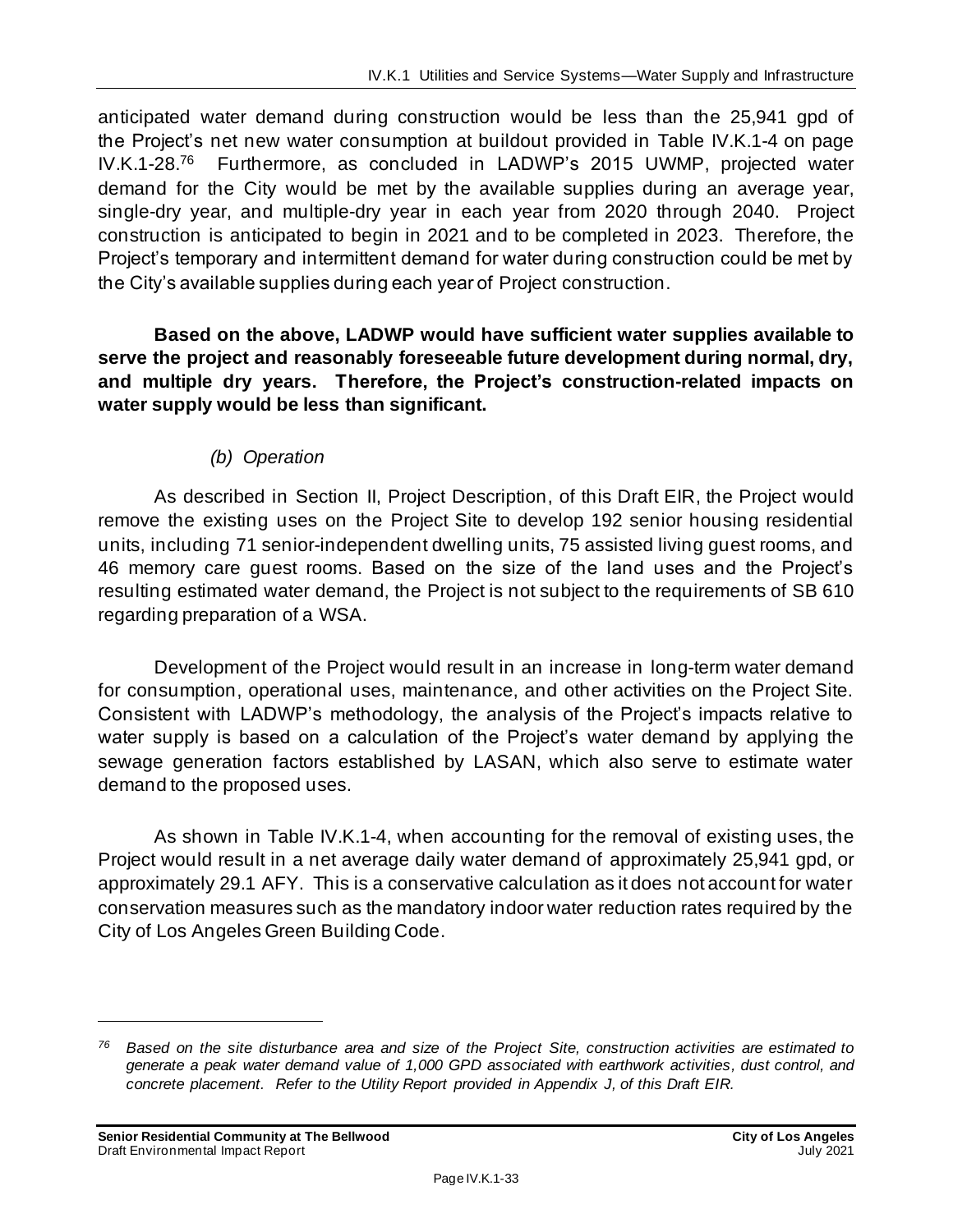anticipated water demand during construction would be less than the 25,941 gpd of the Project's net new water consumption at buildout provided in Table IV.K.1-4 on page IV.K.1-28.[76] Furthermore, as concluded in LADWP's 2015 UWMP, projected water demand for the City would be met by the available supplies during an average year, single-dry year, and multiple-dry year in each year from 2020 through 2040. Project construction is anticipated to begin in 2021 and to be completed in 2023. Therefore, the Project's temporary and intermittent demand for water during construction could be met by the City's available supplies during each year of Project construction.

**Based on the above, LADWP would have sufficient water supplies available to serve the project and reasonably foreseeable future development during normal, dry, and multiple dry years. Therefore, the Project's construction-related impacts on water supply would be less than significant.**

*(b) Operation*

As described in Section II, Project Description, of this Draft EIR, the Project would remove the existing uses on the Project Site to develop 192 senior housing residential units, including 71 senior-independent dwelling units, 75 assisted living guest rooms, and 46 memory care guest rooms. Based on the size of the land uses and the Project's resulting estimated water demand, the Project is not subject to the requirements of SB 610 regarding preparation of a WSA.

Development of the Project would result in an increase in long-term water demand for consumption, operational uses, maintenance, and other activities on the Project Site. Consistent with LADWP's methodology, the analysis of the Project's impacts relative to water supply is based on a calculation of the Project's water demand by applying the sewage generation factors established by LASAN, which also serve to estimate water demand to the proposed uses.

As shown in Table IV.K.1-4, when accounting for the removal of existing uses, the Project would result in a net average daily water demand of approximately 25,941 gpd, or approximately 29.1 AFY. This is a conservative calculation as it does not account for water conservation measures such as the mandatory indoor water reduction rates required by the City of Los Angeles Green Building Code.

---

[76] *Based on the site disturbance area and size of the Project Site, construction activities are estimated to generate a peak water demand value of 1,000 GPD associated with earthwork activities, dust control, and concrete placement. Refer to the Utility Report provided in Appendix J, of this Draft EIR.*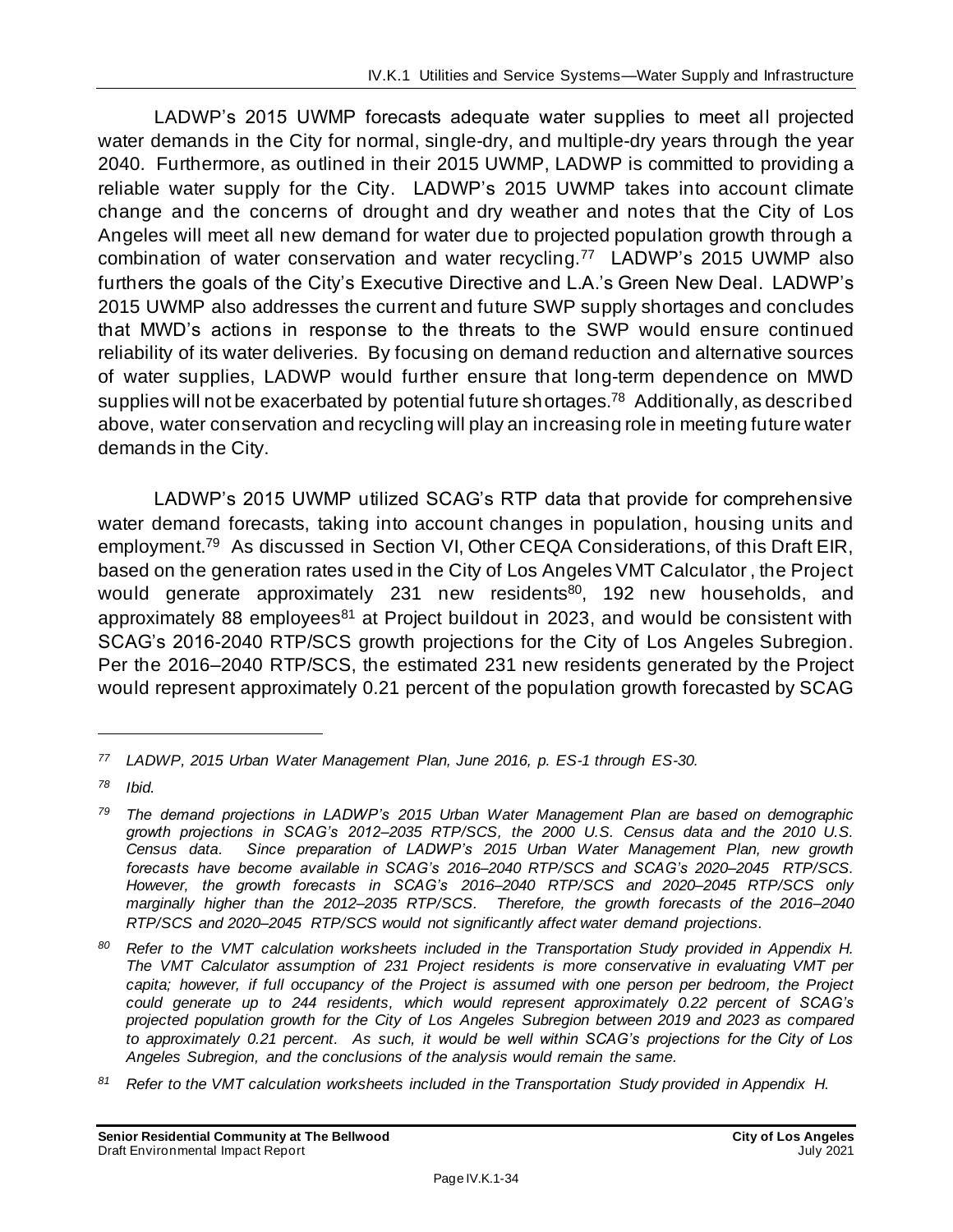LADWP's 2015 UWMP forecasts adequate water supplies to meet all projected water demands in the City for normal, single-dry, and multiple-dry years through the year 2040. Furthermore, as outlined in their 2015 UWMP, LADWP is committed to providing a reliable water supply for the City. LADWP's 2015 UWMP takes into account climate change and the concerns of drought and dry weather and notes that the City of Los Angeles will meet all new demand for water due to projected population growth through a combination of water conservation and water recycling.[77] LADWP's 2015 UWMP also furthers the goals of the City's Executive Directive and L.A.'s Green New Deal. LADWP's 2015 UWMP also addresses the current and future SWP supply shortages and concludes that MWD's actions in response to the threats to the SWP would ensure continued reliability of its water deliveries. By focusing on demand reduction and alternative sources of water supplies, LADWP would further ensure that long-term dependence on MWD supplies will not be exacerbated by potential future shortages.[78] Additionally, as described above, water conservation and recycling will play an increasing role in meeting future water demands in the City.

LADWP's 2015 UWMP utilized SCAG's RTP data that provide for comprehensive water demand forecasts, taking into account changes in population, housing units and employment.[79] As discussed in Section VI, Other CEQA Considerations, of this Draft EIR, based on the generation rates used in the City of Los Angeles VMT Calculator, the Project would generate approximately 231 new residents[80], 192 new households, and approximately 88 employees[81] at Project buildout in 2023, and would be consistent with SCAG's 2016-2040 RTP/SCS growth projections for the City of Los Angeles Subregion. Per the 2016–2040 RTP/SCS, the estimated 231 new residents generated by the Project would represent approximately 0.21 percent of the population growth forecasted by SCAG

---

*[77] LADWP, 2015 Urban Water Management Plan, June 2016, p. ES-1 through ES-30.*

*[78] Ibid.*

*[79] The demand projections in LADWP's 2015 Urban Water Management Plan are based on demographic growth projections in SCAG's 2012–2035 RTP/SCS, the 2000 U.S. Census data and the 2010 U.S. Census data. Since preparation of LADWP's 2015 Urban Water Management Plan, new growth forecasts have become available in SCAG's 2016–2040 RTP/SCS and SCAG's 2020–2045 RTP/SCS. However, the growth forecasts in SCAG's 2016–2040 RTP/SCS and 2020–2045 RTP/SCS only marginally higher than the 2012–2035 RTP/SCS. Therefore, the growth forecasts of the 2016–2040 RTP/SCS and 2020–2045 RTP/SCS would not significantly affect water demand projections.*

*[80] Refer to the VMT calculation worksheets included in the Transportation Study provided in Appendix H. The VMT Calculator assumption of 231 Project residents is more conservative in evaluating VMT per capita; however, if full occupancy of the Project is assumed with one person per bedroom, the Project could generate up to 244 residents, which would represent approximately 0.22 percent of SCAG's projected population growth for the City of Los Angeles Subregion between 2019 and 2023 as compared to approximately 0.21 percent. As such, it would be well within SCAG's projections for the City of Los Angeles Subregion, and the conclusions of the analysis would remain the same.*

*[81] Refer to the VMT calculation worksheets included in the Transportation Study provided in Appendix H.*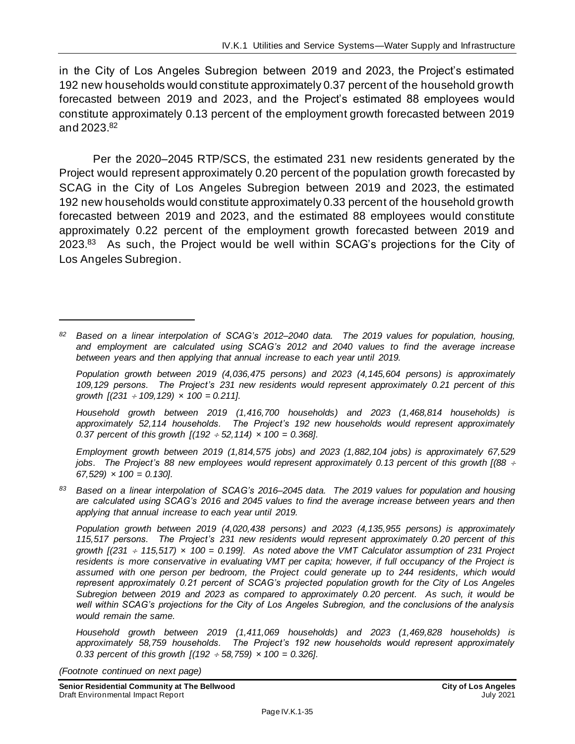in the City of Los Angeles Subregion between 2019 and 2023, the Project's estimated 192 new households would constitute approximately 0.37 percent of the household growth forecasted between 2019 and 2023, and the Project's estimated 88 employees would constitute approximately 0.13 percent of the employment growth forecasted between 2019 and 2023.[82]

Per the 2020–2045 RTP/SCS, the estimated 231 new residents generated by the Project would represent approximately 0.20 percent of the population growth forecasted by SCAG in the City of Los Angeles Subregion between 2019 and 2023, the estimated 192 new households would constitute approximately 0.33 percent of the household growth forecasted between 2019 and 2023, and the estimated 88 employees would constitute approximately 0.22 percent of the employment growth forecasted between 2019 and 2023.[83] As such, the Project would be well within SCAG's projections for the City of Los Angeles Subregion.

---

[82] *Based on a linear interpolation of SCAG's 2012–2040 data. The 2019 values for population, housing, and employment are calculated using SCAG's 2012 and 2040 values to find the average increase between years and then applying that annual increase to each year until 2019.*

*Population growth between 2019 (4,036,475 persons) and 2023 (4,145,604 persons) is approximately 109,129 persons. The Project's 231 new residents would represent approximately 0.21 percent of this growth [(231 ÷ 109,129) × 100 = 0.211].*

*Household growth between 2019 (1,416,700 households) and 2023 (1,468,814 households) is approximately 52,114 households. The Project's 192 new households would represent approximately 0.37 percent of this growth [(192 ÷ 52,114) × 100 = 0.368].*

*Employment growth between 2019 (1,814,575 jobs) and 2023 (1,882,104 jobs) is approximately 67,529 jobs. The Project's 88 new employees would represent approximately 0.13 percent of this growth [(88 ÷ 67,529) × 100 = 0.130].*

[83] *Based on a linear interpolation of SCAG's 2016–2045 data. The 2019 values for population and housing are calculated using SCAG's 2016 and 2045 values to find the average increase between years and then applying that annual increase to each year until 2019.*

*Population growth between 2019 (4,020,438 persons) and 2023 (4,135,955 persons) is approximately 115,517 persons. The Project's 231 new residents would represent approximately 0.20 percent of this growth [(231 ÷ 115,517) × 100 = 0.199]. As noted above the VMT Calculator assumption of 231 Project residents is more conservative in evaluating VMT per capita; however, if full occupancy of the Project is assumed with one person per bedroom, the Project could generate up to 244 residents, which would represent approximately 0.21 percent of SCAG's projected population growth for the City of Los Angeles Subregion between 2019 and 2023 as compared to approximately 0.20 percent. As such, it would be well within SCAG's projections for the City of Los Angeles Subregion, and the conclusions of the analysis would remain the same.*

*Household growth between 2019 (1,411,069 households) and 2023 (1,469,828 households) is approximately 58,759 households. The Project's 192 new households would represent approximately 0.33 percent of this growth [(192 ÷ 58,759) × 100 = 0.326].*

*(Footnote continued on next page)*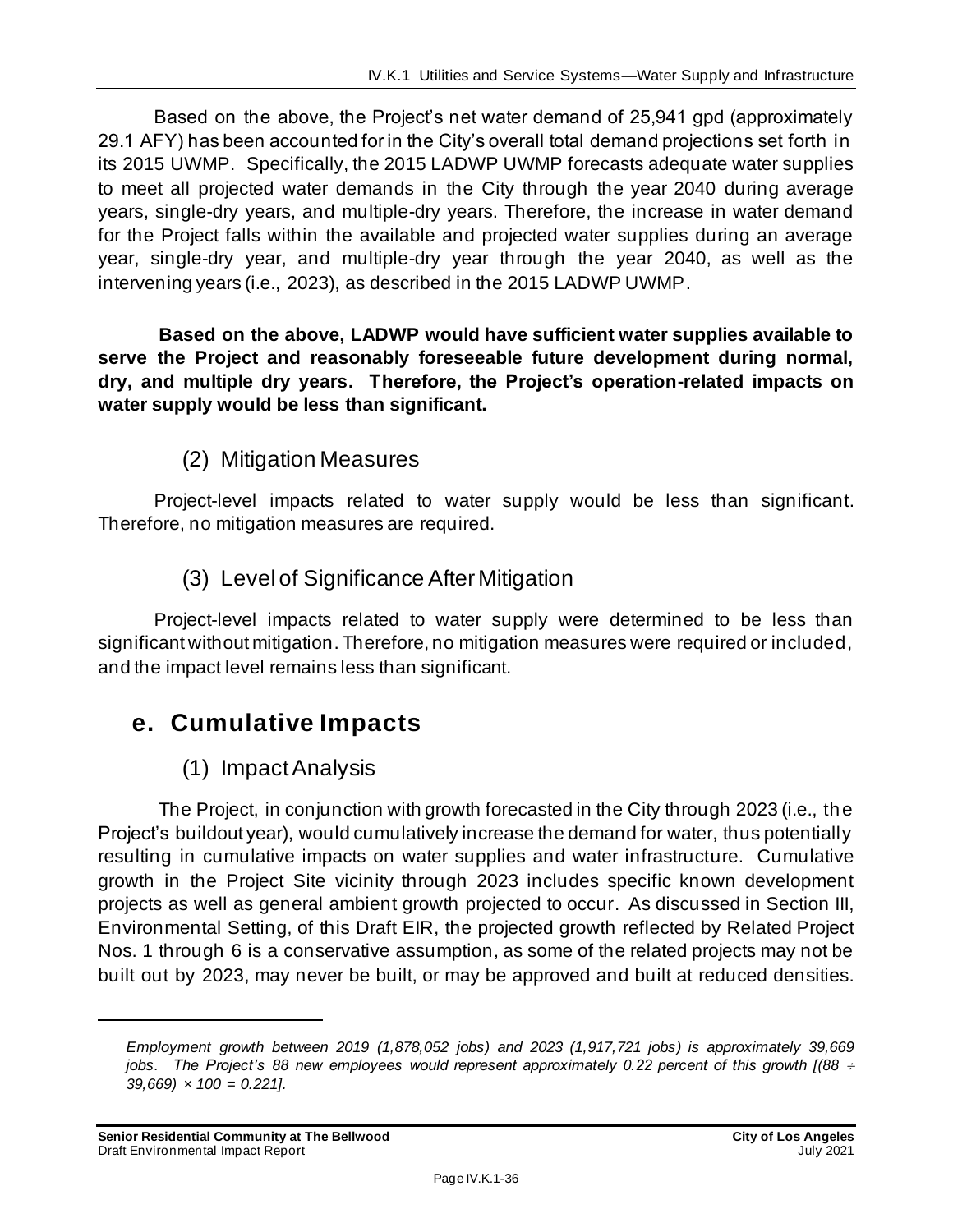Based on the above, the Project's net water demand of 25,941 gpd (approximately 29.1 AFY) has been accounted for in the City's overall total demand projections set forth in its 2015 UWMP. Specifically, the 2015 LADWP UWMP forecasts adequate water supplies to meet all projected water demands in the City through the year 2040 during average years, single-dry years, and multiple-dry years. Therefore, the increase in water demand for the Project falls within the available and projected water supplies during an average year, single-dry year, and multiple-dry year through the year 2040, as well as the intervening years (i.e., 2023), as described in the 2015 LADWP UWMP.

**Based on the above, LADWP would have sufficient water supplies available to serve the Project and reasonably foreseeable future development during normal, dry, and multiple dry years. Therefore, the Project's operation-related impacts on water supply would be less than significant.**

### (2) Mitigation Measures

Project-level impacts related to water supply would be less than significant. Therefore, no mitigation measures are required.

### (3) Level of Significance After Mitigation

Project-level impacts related to water supply were determined to be less than significant without mitigation. Therefore, no mitigation measures were required or included, and the impact level remains less than significant.

## e. Cumulative Impacts

### (1) Impact Analysis

The Project, in conjunction with growth forecasted in the City through 2023 (i.e., the Project's buildout year), would cumulatively increase the demand for water, thus potentially resulting in cumulative impacts on water supplies and water infrastructure. Cumulative growth in the Project Site vicinity through 2023 includes specific known development projects as well as general ambient growth projected to occur. As discussed in Section III, Environmental Setting, of this Draft EIR, the projected growth reflected by Related Project Nos. 1 through 6 is a conservative assumption, as some of the related projects may not be built out by 2023, may never be built, or may be approved and built at reduced densities.

---

*Employment growth between 2019 (1,878,052 jobs) and 2023 (1,917,721 jobs) is approximately 39,669 jobs. The Project's 88 new employees would represent approximately 0.22 percent of this growth [(88 ÷ 39,669) × 100 = 0.221].*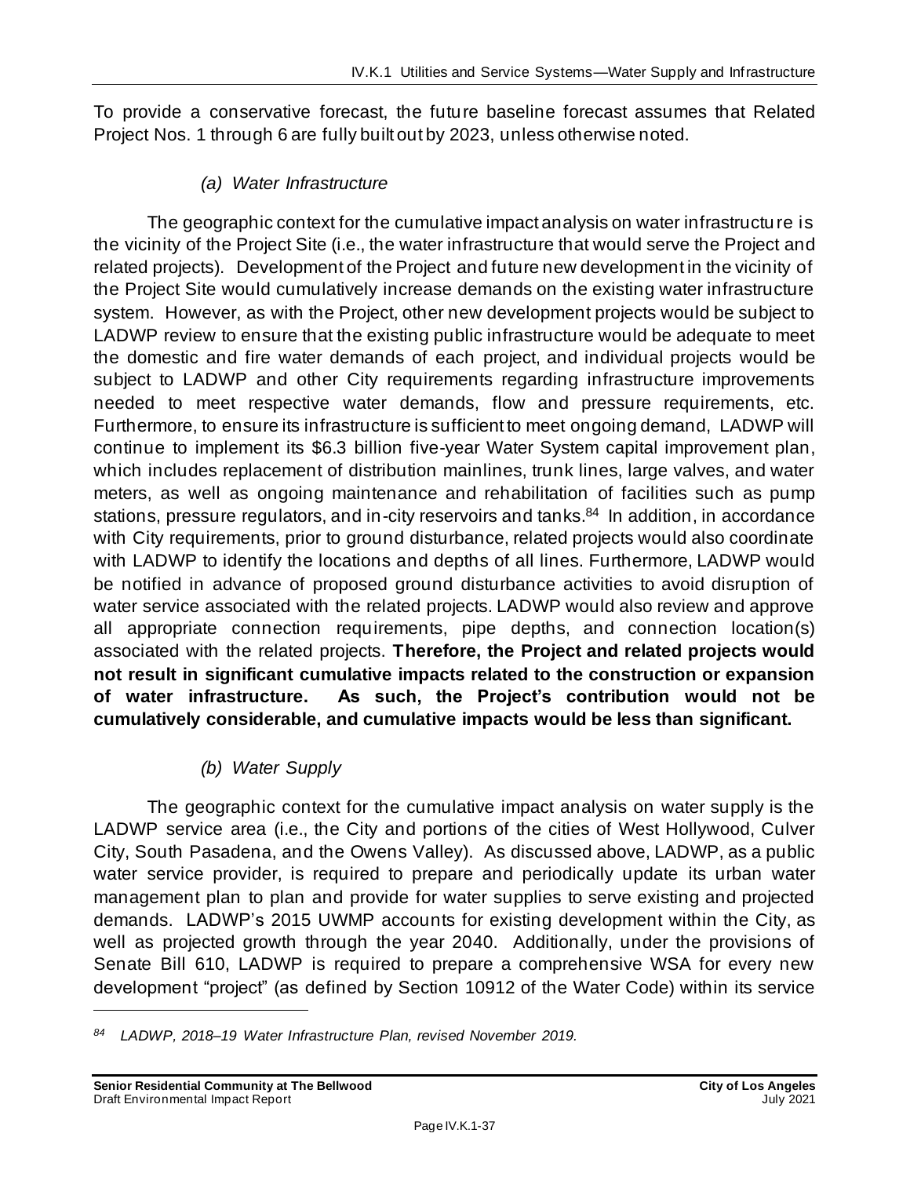To provide a conservative forecast, the future baseline forecast assumes that Related Project Nos. 1 through 6 are fully built out by 2023, unless otherwise noted.

##### *(a) Water Infrastructure*

The geographic context for the cumulative impact analysis on water infrastructure is the vicinity of the Project Site (i.e., the water infrastructure that would serve the Project and related projects). Development of the Project and future new development in the vicinity of the Project Site would cumulatively increase demands on the existing water infrastructure system. However, as with the Project, other new development projects would be subject to LADWP review to ensure that the existing public infrastructure would be adequate to meet the domestic and fire water demands of each project, and individual projects would be subject to LADWP and other City requirements regarding infrastructure improvements needed to meet respective water demands, flow and pressure requirements, etc. Furthermore, to ensure its infrastructure is sufficient to meet ongoing demand, LADWP will continue to implement its $6.3 billion five-year Water System capital improvement plan, which includes replacement of distribution mainlines, trunk lines, large valves, and water meters, as well as ongoing maintenance and rehabilitation of facilities such as pump stations, pressure regulators, and in-city reservoirs and tanks.[84] In addition, in accordance with City requirements, prior to ground disturbance, related projects would also coordinate with LADWP to identify the locations and depths of all lines. Furthermore, LADWP would be notified in advance of proposed ground disturbance activities to avoid disruption of water service associated with the related projects. LADWP would also review and approve all appropriate connection requirements, pipe depths, and connection location(s) associated with the related projects. **Therefore, the Project and related projects would not result in significant cumulative impacts related to the construction or expansion of water infrastructure. As such, the Project's contribution would not be cumulatively considerable, and cumulative impacts would be less than significant.**

##### *(b) Water Supply*

The geographic context for the cumulative impact analysis on water supply is the LADWP service area (i.e., the City and portions of the cities of West Hollywood, Culver City, South Pasadena, and the Owens Valley). As discussed above, LADWP, as a public water service provider, is required to prepare and periodically update its urban water management plan to plan and provide for water supplies to serve existing and projected demands. LADWP's 2015 UWMP accounts for existing development within the City, as well as projected growth through the year 2040. Additionally, under the provisions of Senate Bill 610, LADWP is required to prepare a comprehensive WSA for every new development "project" (as defined by Section 10912 of the Water Code) within its service

---

*84 LADWP, 2018–19 Water Infrastructure Plan, revised November 2019.*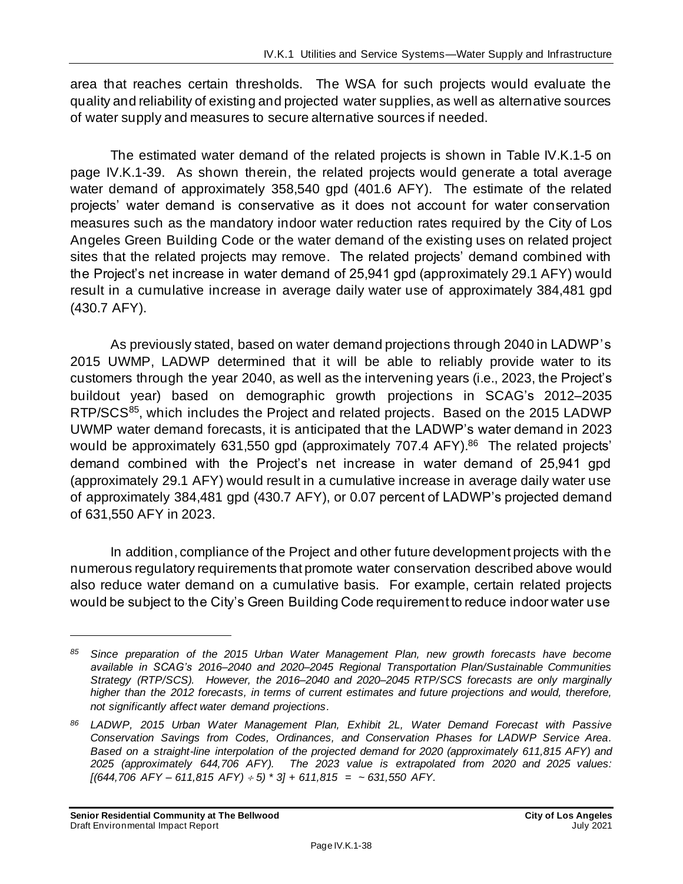area that reaches certain thresholds. The WSA for such projects would evaluate the quality and reliability of existing and projected water supplies, as well as alternative sources of water supply and measures to secure alternative sources if needed.

The estimated water demand of the related projects is shown in Table IV.K.1-5 on page IV.K.1-39. As shown therein, the related projects would generate a total average water demand of approximately 358,540 gpd (401.6 AFY). The estimate of the related projects' water demand is conservative as it does not account for water conservation measures such as the mandatory indoor water reduction rates required by the City of Los Angeles Green Building Code or the water demand of the existing uses on related project sites that the related projects may remove. The related projects' demand combined with the Project's net increase in water demand of 25,941 gpd (approximately 29.1 AFY) would result in a cumulative increase in average daily water use of approximately 384,481 gpd (430.7 AFY).

As previously stated, based on water demand projections through 2040 in LADWP's 2015 UWMP, LADWP determined that it will be able to reliably provide water to its customers through the year 2040, as well as the intervening years (i.e., 2023, the Project's buildout year) based on demographic growth projections in SCAG's 2012–2035 RTP/SCS[85], which includes the Project and related projects. Based on the 2015 LADWP UWMP water demand forecasts, it is anticipated that the LADWP's water demand in 2023 would be approximately 631,550 gpd (approximately 707.4 AFY).[86] The related projects' demand combined with the Project's net increase in water demand of 25,941 gpd (approximately 29.1 AFY) would result in a cumulative increase in average daily water use of approximately 384,481 gpd (430.7 AFY), or 0.07 percent of LADWP's projected demand of 631,550 AFY in 2023.

In addition, compliance of the Project and other future development projects with the numerous regulatory requirements that promote water conservation described above would also reduce water demand on a cumulative basis. For example, certain related projects would be subject to the City's Green Building Code requirement to reduce indoor water use

---

[85] *Since preparation of the 2015 Urban Water Management Plan, new growth forecasts have become available in SCAG's 2016–2040 and 2020–2045 Regional Transportation Plan/Sustainable Communities Strategy (RTP/SCS). However, the 2016–2040 and 2020–2045 RTP/SCS forecasts are only marginally higher than the 2012 forecasts, in terms of current estimates and future projections and would, therefore, not significantly affect water demand projections.*

[86] *LADWP, 2015 Urban Water Management Plan, Exhibit 2L, Water Demand Forecast with Passive Conservation Savings from Codes, Ordinances, and Conservation Phases for LADWP Service Area. Based on a straight-line interpolation of the projected demand for 2020 (approximately 611,815 AFY) and 2025 (approximately 644,706 AFY). The 2023 value is extrapolated from 2020 and 2025 values:* $[(644{,}706 \text{ AFY} - 611{,}815 \text{ AFY}) \div 5) * 3] + 611{,}815 = \sim 631{,}550 \text{ AFY}$.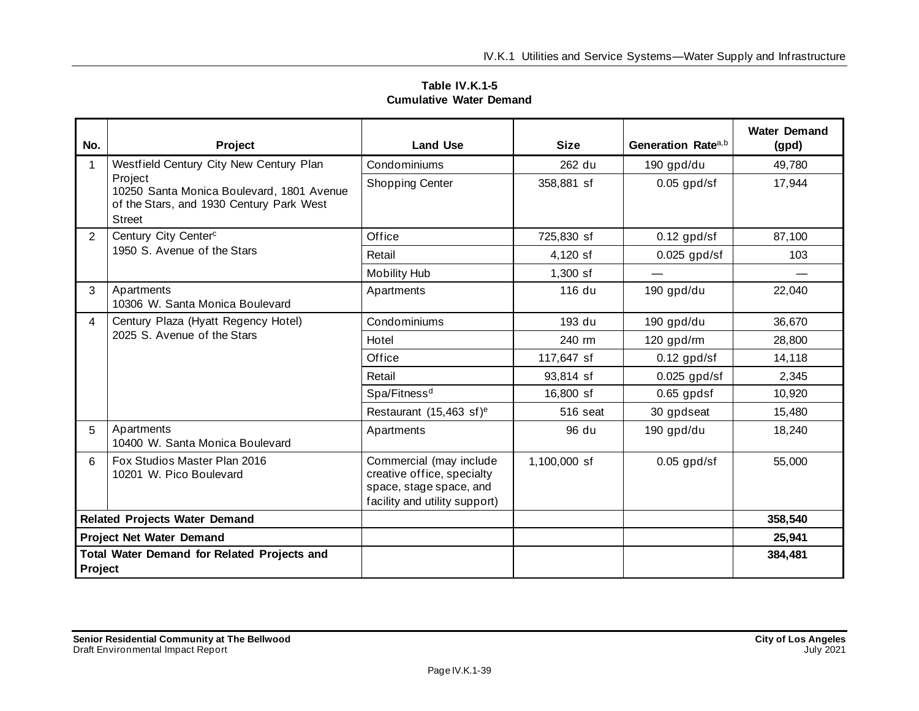**Table IV.K.1-5**
**Cumulative Water Demand**

| No. | Project | Land Use | Size | Generation Rate[a,b] | Water Demand (gpd) |
|---|---|---|---|---|---|
| 1 | Westfield Century City New Century Plan Project<br>10250 Santa Monica Boulevard, 1801 Avenue of the Stars, and 1930 Century Park West Street | Condominiums | 262 du | 190 gpd/du | 49,780 |
| | | Shopping Center | 358,881 sf | 0.05 gpd/sf | 17,944 |
| 2 | Century City Center[c]<br>1950 S. Avenue of the Stars | Office | 725,830 sf | 0.12 gpd/sf | 87,100 |
| | | Retail | 4,120 sf | 0.025 gpd/sf | 103 |
| | | Mobility Hub | 1,300 sf | — | — |
| 3 | Apartments<br>10306 W. Santa Monica Boulevard | Apartments | 116 du | 190 gpd/du | 22,040 |
| 4 | Century Plaza (Hyatt Regency Hotel)<br>2025 S. Avenue of the Stars | Condominiums | 193 du | 190 gpd/du | 36,670 |
| | | Hotel | 240 rm | 120 gpd/rm | 28,800 |
| | | Office | 117,647 sf | 0.12 gpd/sf | 14,118 |
| | | Retail | 93,814 sf | 0.025 gpd/sf | 2,345 |
| | | Spa/Fitness[d] | 16,800 sf | 0.65 gpdsf | 10,920 |
| | | Restaurant (15,463 sf)[e] | 516 seat | 30 gpdseat | 15,480 |
| 5 | Apartments<br>10400 W. Santa Monica Boulevard | Apartments | 96 du | 190 gpd/du | 18,240 |
| 6 | Fox Studios Master Plan 2016<br>10201 W. Pico Boulevard | Commercial (may include creative office, specialty space, stage space, and facility and utility support) | 1,100,000 sf | 0.05 gpd/sf | 55,000 |
| **Related Projects Water Demand** | | | | | **358,540** |
| **Project Net Water Demand** | | | | | **25,941** |
| **Total Water Demand for Related Projects and Project** | | | | | **384,481** |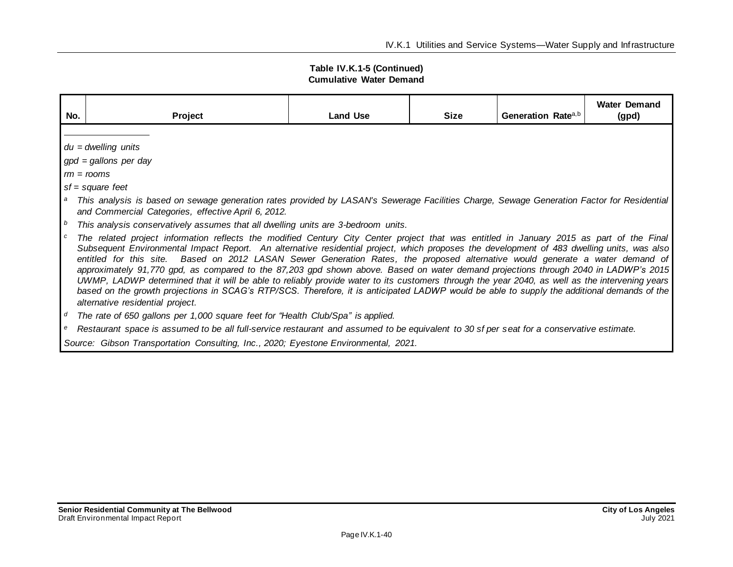**Table IV.K.1-5 (Continued)**
**Cumulative Water Demand**

| No. | Project | Land Use | Size | Generation Rate[a,b] | Water Demand (gpd) |
|---|---|---|---|---|---|

*du = dwelling units*

*gpd = gallons per day*

*rm = rooms*

*sf = square feet*

[a] *This analysis is based on sewage generation rates provided by LASAN's Sewerage Facilities Charge, Sewage Generation Factor for Residential and Commercial Categories, effective April 6, 2012.*

[b] *This analysis conservatively assumes that all dwelling units are 3-bedroom units.*

[c] *The related project information reflects the modified Century City Center project that was entitled in January 2015 as part of the Final Subsequent Environmental Impact Report. An alternative residential project, which proposes the development of 483 dwelling units, was also entitled for this site. Based on 2012 LASAN Sewer Generation Rates, the proposed alternative would generate a water demand of approximately 91,770 gpd, as compared to the 87,203 gpd shown above. Based on water demand projections through 2040 in LADWP's 2015 UWMP, LADWP determined that it will be able to reliably provide water to its customers through the year 2040, as well as the intervening years based on the growth projections in SCAG's RTP/SCS. Therefore, it is anticipated LADWP would be able to supply the additional demands of the alternative residential project.*

[d] *The rate of 650 gallons per 1,000 square feet for "Health Club/Spa" is applied.*

[e] *Restaurant space is assumed to be all full-service restaurant and assumed to be equivalent to 30 sf per seat for a conservative estimate.*

*Source: Gibson Transportation Consulting, Inc., 2020; Eyestone Environmental, 2021.*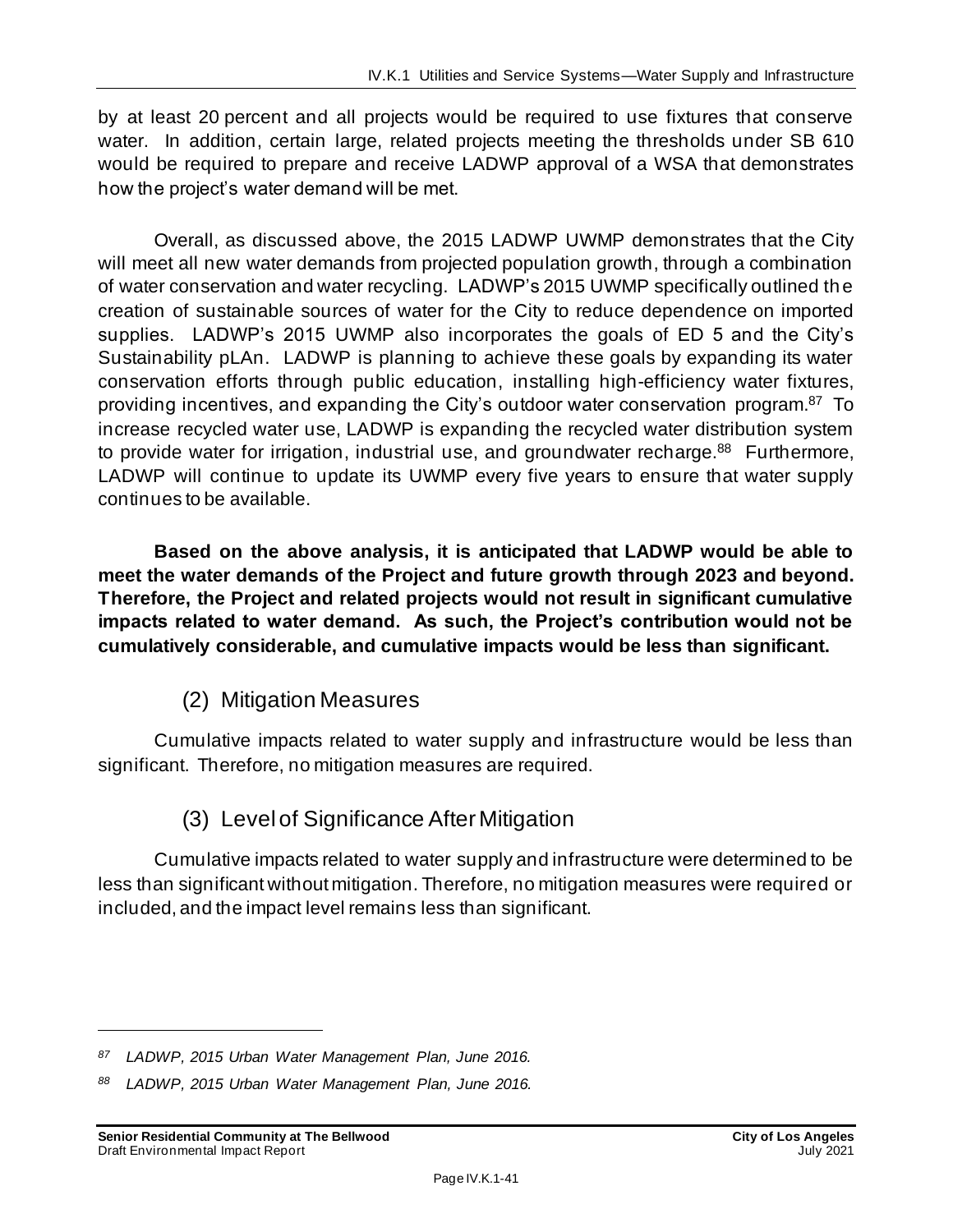by at least 20 percent and all projects would be required to use fixtures that conserve water. In addition, certain large, related projects meeting the thresholds under SB 610 would be required to prepare and receive LADWP approval of a WSA that demonstrates how the project's water demand will be met.

Overall, as discussed above, the 2015 LADWP UWMP demonstrates that the City will meet all new water demands from projected population growth, through a combination of water conservation and water recycling. LADWP's 2015 UWMP specifically outlined the creation of sustainable sources of water for the City to reduce dependence on imported supplies. LADWP's 2015 UWMP also incorporates the goals of ED 5 and the City's Sustainability pLAn. LADWP is planning to achieve these goals by expanding its water conservation efforts through public education, installing high-efficiency water fixtures, providing incentives, and expanding the City's outdoor water conservation program.[87] To increase recycled water use, LADWP is expanding the recycled water distribution system to provide water for irrigation, industrial use, and groundwater recharge.[88] Furthermore, LADWP will continue to update its UWMP every five years to ensure that water supply continues to be available.

**Based on the above analysis, it is anticipated that LADWP would be able to meet the water demands of the Project and future growth through 2023 and beyond. Therefore, the Project and related projects would not result in significant cumulative impacts related to water demand. As such, the Project's contribution would not be cumulatively considerable, and cumulative impacts would be less than significant.**

### (2) Mitigation Measures

Cumulative impacts related to water supply and infrastructure would be less than significant. Therefore, no mitigation measures are required.

### (3) Level of Significance After Mitigation

Cumulative impacts related to water supply and infrastructure were determined to be less than significant without mitigation. Therefore, no mitigation measures were required or included, and the impact level remains less than significant.

---

*[87] LADWP, 2015 Urban Water Management Plan, June 2016.*

*[88] LADWP, 2015 Urban Water Management Plan, June 2016.*